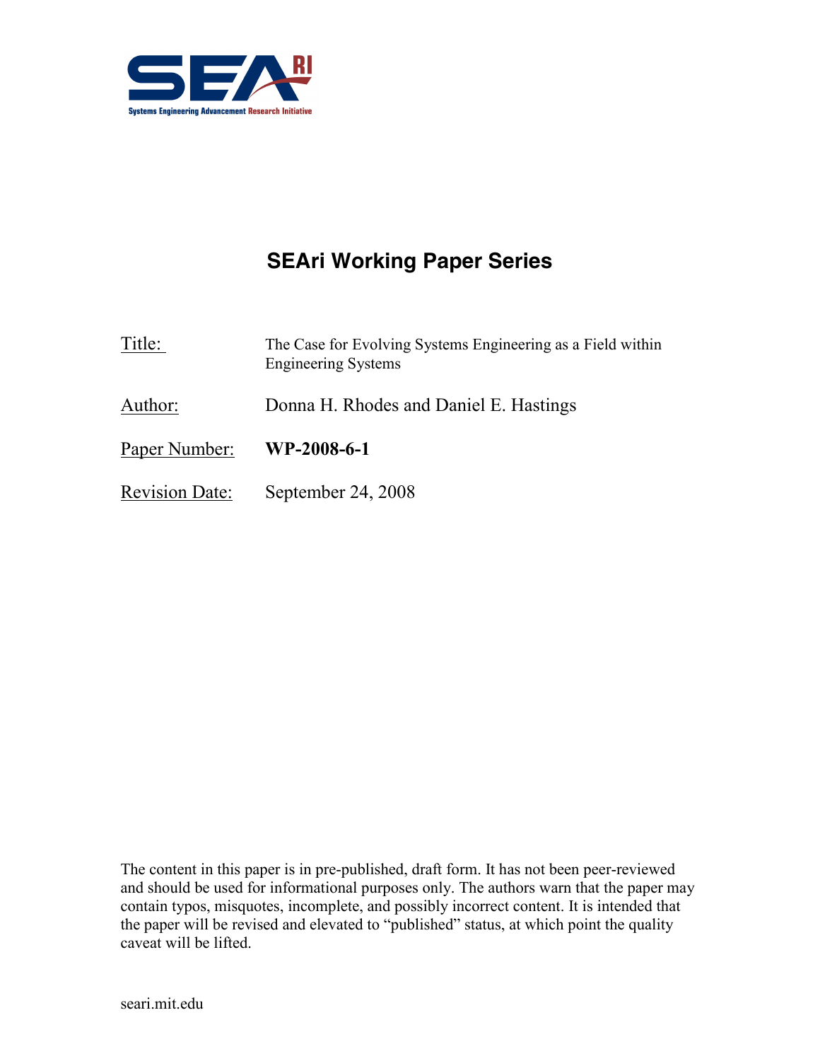# SEAri Working Paper Series

Title: The Case for Evolving Systems Engineering as a Field within Engineering Systems

Author: Donna H. Rhodes and Daniel E. Hastings

Paper Number: **WP-2008-6-1**

Revision Date: September 24, 2008

The content in this paper is in pre-published, draft form. It has not been peer-reviewed and should be used for informational purposes only. The authors warn that the paper may contain typos, misquotes, incomplete, and possibly incorrect content. It is intended that the paper will be revised and elevated to "published" status, at which point the quality caveat will be lifted.

seari.mit.edu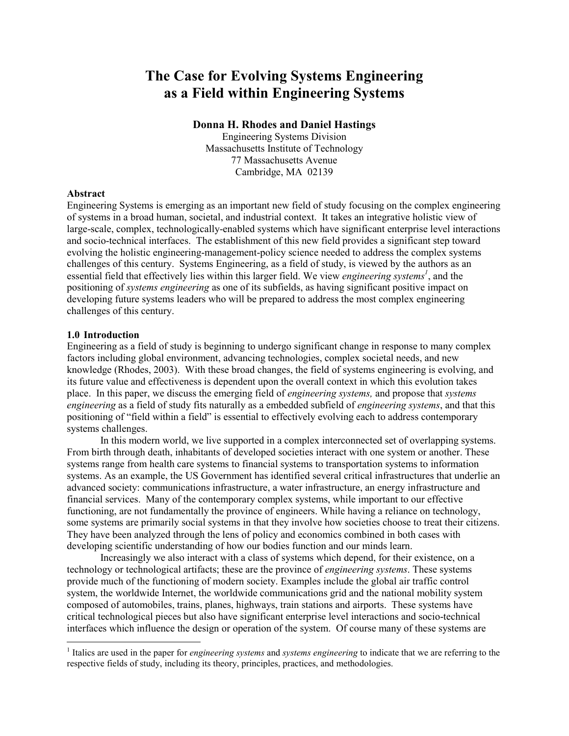# The Case for Evolving Systems Engineering as a Field within Engineering Systems

**Donna H. Rhodes and Daniel Hastings**

Engineering Systems Division
Massachusetts Institute of Technology
77 Massachusetts Avenue
Cambridge, MA 02139

**Abstract**

Engineering Systems is emerging as an important new field of study focusing on the complex engineering of systems in a broad human, societal, and industrial context. It takes an integrative holistic view of large-scale, complex, technologically-enabled systems which have significant enterprise level interactions and socio-technical interfaces. The establishment of this new field provides a significant step toward evolving the holistic engineering-management-policy science needed to address the complex systems challenges of this century. Systems Engineering, as a field of study, is viewed by the authors as an essential field that effectively lies within this larger field. We view *engineering systems*[1], and the positioning of *systems engineering* as one of its subfields, as having significant positive impact on developing future systems leaders who will be prepared to address the most complex engineering challenges of this century.

**1.0 Introduction**

Engineering as a field of study is beginning to undergo significant change in response to many complex factors including global environment, advancing technologies, complex societal needs, and new knowledge (Rhodes, 2003). With these broad changes, the field of systems engineering is evolving, and its future value and effectiveness is dependent upon the overall context in which this evolution takes place. In this paper, we discuss the emerging field of *engineering systems,* and propose that *systems engineering* as a field of study fits naturally as a embedded subfield of *engineering systems*, and that this positioning of "field within a field" is essential to effectively evolving each to address contemporary systems challenges.

In this modern world, we live supported in a complex interconnected set of overlapping systems. From birth through death, inhabitants of developed societies interact with one system or another. These systems range from health care systems to financial systems to transportation systems to information systems. As an example, the US Government has identified several critical infrastructures that underlie an advanced society: communications infrastructure, a water infrastructure, an energy infrastructure and financial services. Many of the contemporary complex systems, while important to our effective functioning, are not fundamentally the province of engineers. While having a reliance on technology, some systems are primarily social systems in that they involve how societies choose to treat their citizens. They have been analyzed through the lens of policy and economics combined in both cases with developing scientific understanding of how our bodies function and our minds learn.

Increasingly we also interact with a class of systems which depend, for their existence, on a technology or technological artifacts; these are the province of *engineering systems*. These systems provide much of the functioning of modern society. Examples include the global air traffic control system, the worldwide Internet, the worldwide communications grid and the national mobility system composed of automobiles, trains, planes, highways, train stations and airports. These systems have critical technological pieces but also have significant enterprise level interactions and socio-technical interfaces which influence the design or operation of the system. Of course many of these systems are

[1] Italics are used in the paper for *engineering systems* and *systems engineering* to indicate that we are referring to the respective fields of study, including its theory, principles, practices, and methodologies.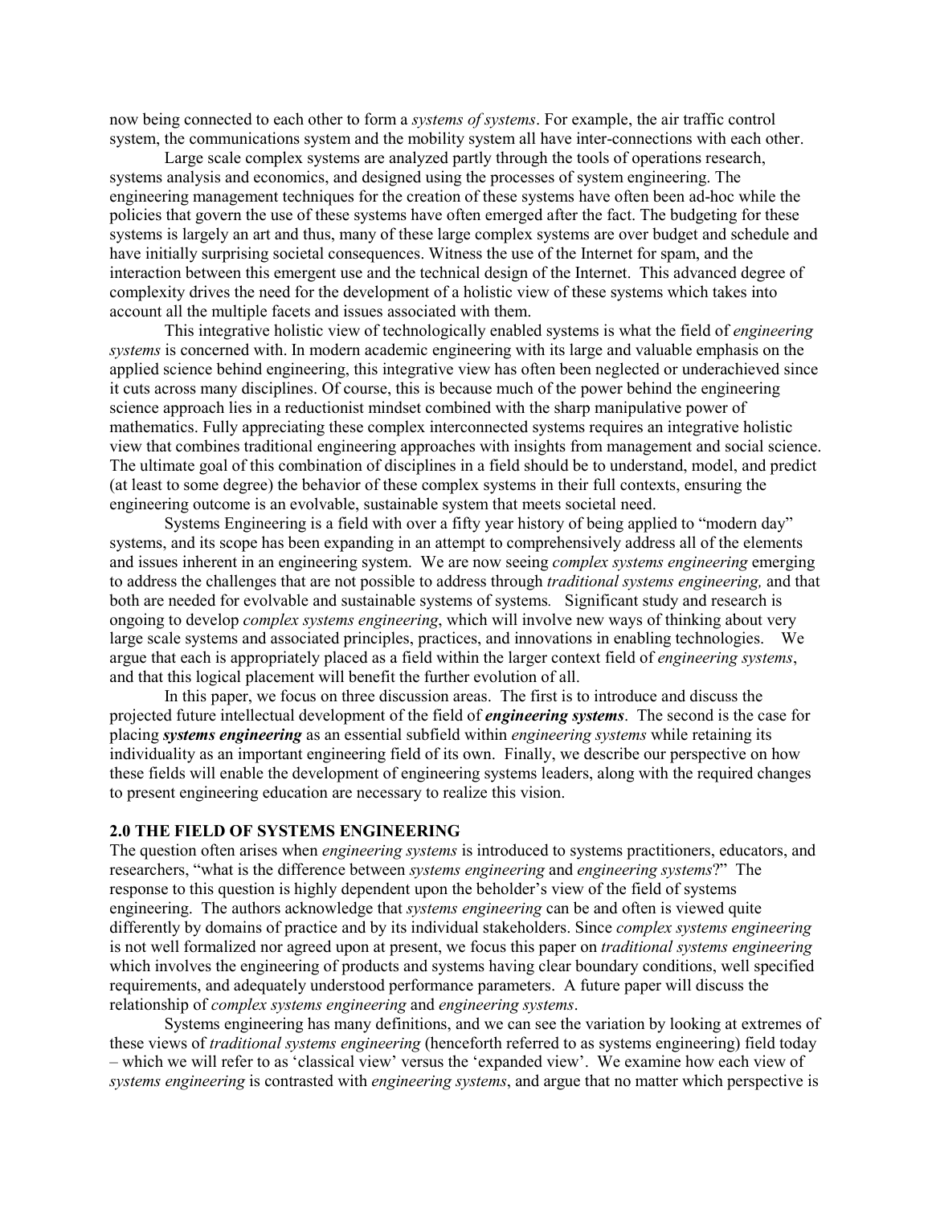now being connected to each other to form a *systems of systems*. For example, the air traffic control system, the communications system and the mobility system all have inter-connections with each other.

Large scale complex systems are analyzed partly through the tools of operations research, systems analysis and economics, and designed using the processes of system engineering. The engineering management techniques for the creation of these systems have often been ad-hoc while the policies that govern the use of these systems have often emerged after the fact. The budgeting for these systems is largely an art and thus, many of these large complex systems are over budget and schedule and have initially surprising societal consequences. Witness the use of the Internet for spam, and the interaction between this emergent use and the technical design of the Internet. This advanced degree of complexity drives the need for the development of a holistic view of these systems which takes into account all the multiple facets and issues associated with them.

This integrative holistic view of technologically enabled systems is what the field of *engineering systems* is concerned with. In modern academic engineering with its large and valuable emphasis on the applied science behind engineering, this integrative view has often been neglected or underachieved since it cuts across many disciplines. Of course, this is because much of the power behind the engineering science approach lies in a reductionist mindset combined with the sharp manipulative power of mathematics. Fully appreciating these complex interconnected systems requires an integrative holistic view that combines traditional engineering approaches with insights from management and social science. The ultimate goal of this combination of disciplines in a field should be to understand, model, and predict (at least to some degree) the behavior of these complex systems in their full contexts, ensuring the engineering outcome is an evolvable, sustainable system that meets societal need.

Systems Engineering is a field with over a fifty year history of being applied to "modern day" systems, and its scope has been expanding in an attempt to comprehensively address all of the elements and issues inherent in an engineering system. We are now seeing *complex systems engineering* emerging to address the challenges that are not possible to address through *traditional systems engineering,* and that both are needed for evolvable and sustainable systems of systems*.* Significant study and research is ongoing to develop *complex systems engineering*, which will involve new ways of thinking about very large scale systems and associated principles, practices, and innovations in enabling technologies. We argue that each is appropriately placed as a field within the larger context field of *engineering systems*, and that this logical placement will benefit the further evolution of all.

In this paper, we focus on three discussion areas. The first is to introduce and discuss the projected future intellectual development of the field of ***engineering systems***. The second is the case for placing ***systems engineering*** as an essential subfield within *engineering systems* while retaining its individuality as an important engineering field of its own. Finally, we describe our perspective on how these fields will enable the development of engineering systems leaders, along with the required changes to present engineering education are necessary to realize this vision.

## 2.0 THE FIELD OF SYSTEMS ENGINEERING

The question often arises when *engineering systems* is introduced to systems practitioners, educators, and researchers, "what is the difference between *systems engineering* and *engineering systems*?" The response to this question is highly dependent upon the beholder's view of the field of systems engineering. The authors acknowledge that *systems engineering* can be and often is viewed quite differently by domains of practice and by its individual stakeholders. Since *complex systems engineering* is not well formalized nor agreed upon at present, we focus this paper on *traditional systems engineering* which involves the engineering of products and systems having clear boundary conditions, well specified requirements, and adequately understood performance parameters. A future paper will discuss the relationship of *complex systems engineering* and *engineering systems*.

Systems engineering has many definitions, and we can see the variation by looking at extremes of these views of *traditional systems engineering* (henceforth referred to as systems engineering) field today – which we will refer to as 'classical view' versus the 'expanded view'. We examine how each view of *systems engineering* is contrasted with *engineering systems*, and argue that no matter which perspective is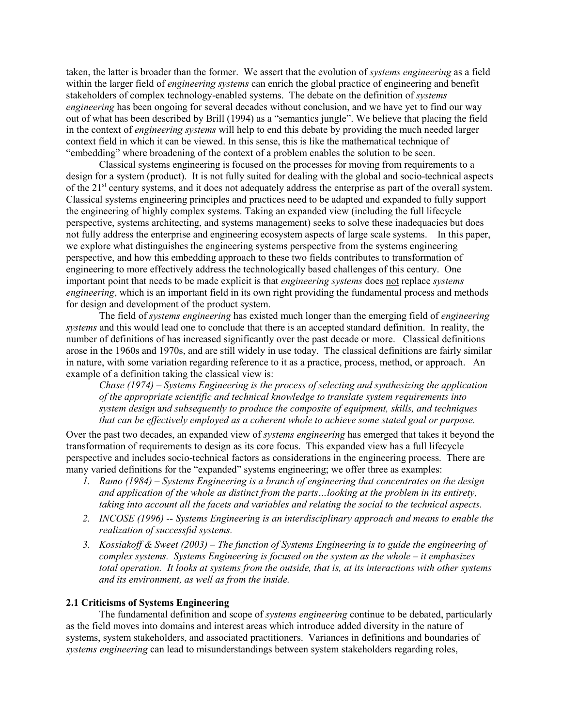taken, the latter is broader than the former. We assert that the evolution of *systems engineering* as a field within the larger field of *engineering systems* can enrich the global practice of engineering and benefit stakeholders of complex technology-enabled systems. The debate on the definition of *systems engineering* has been ongoing for several decades without conclusion, and we have yet to find our way out of what has been described by Brill (1994) as a "semantics jungle". We believe that placing the field in the context of *engineering systems* will help to end this debate by providing the much needed larger context field in which it can be viewed. In this sense, this is like the mathematical technique of "embedding" where broadening of the context of a problem enables the solution to be seen.

Classical systems engineering is focused on the processes for moving from requirements to a design for a system (product). It is not fully suited for dealing with the global and socio-technical aspects of the 21st century systems, and it does not adequately address the enterprise as part of the overall system. Classical systems engineering principles and practices need to be adapted and expanded to fully support the engineering of highly complex systems. Taking an expanded view (including the full lifecycle perspective, systems architecting, and systems management) seeks to solve these inadequacies but does not fully address the enterprise and engineering ecosystem aspects of large scale systems. In this paper, we explore what distinguishes the engineering systems perspective from the systems engineering perspective, and how this embedding approach to these two fields contributes to transformation of engineering to more effectively address the technologically based challenges of this century. One important point that needs to be made explicit is that *engineering systems* does not replace *systems engineering*, which is an important field in its own right providing the fundamental process and methods for design and development of the product system.

The field of *systems engineering* has existed much longer than the emerging field of *engineering systems* and this would lead one to conclude that there is an accepted standard definition. In reality, the number of definitions of has increased significantly over the past decade or more. Classical definitions arose in the 1960s and 1970s, and are still widely in use today. The classical definitions are fairly similar in nature, with some variation regarding reference to it as a practice, process, method, or approach. An example of a definition taking the classical view is:

> *Chase (1974) – Systems Engineering is the process of selecting and synthesizing the application of the appropriate scientific and technical knowledge to translate system requirements into system design* and *subsequently to produce the composite of equipment, skills, and techniques that can be effectively employed as a coherent whole to achieve some stated goal or purpose.*

Over the past two decades, an expanded view of *systems engineering* has emerged that takes it beyond the transformation of requirements to design as its core focus. This expanded view has a full lifecycle perspective and includes socio-technical factors as considerations in the engineering process. There are many varied definitions for the "expanded" systems engineering; we offer three as examples:

1. *Ramo (1984) – Systems Engineering is a branch of engineering that concentrates on the design and application of the whole as distinct from the parts…looking at the problem in its entirety, taking into account all the facets and variables and relating the social to the technical aspects.*
2. *INCOSE (1996) -- Systems Engineering is an interdisciplinary approach and means to enable the realization of successful systems.*
3. *Kossiakoff & Sweet (2003) – The function of Systems Engineering is to guide the engineering of complex systems. Systems Engineering is focused on the system as the whole – it emphasizes total operation. It looks at systems from the outside, that is, at its interactions with other systems and its environment, as well as from the inside.*

### 2.1 Criticisms of Systems Engineering

The fundamental definition and scope of *systems engineering* continue to be debated, particularly as the field moves into domains and interest areas which introduce added diversity in the nature of systems, system stakeholders, and associated practitioners. Variances in definitions and boundaries of *systems engineering* can lead to misunderstandings between system stakeholders regarding roles,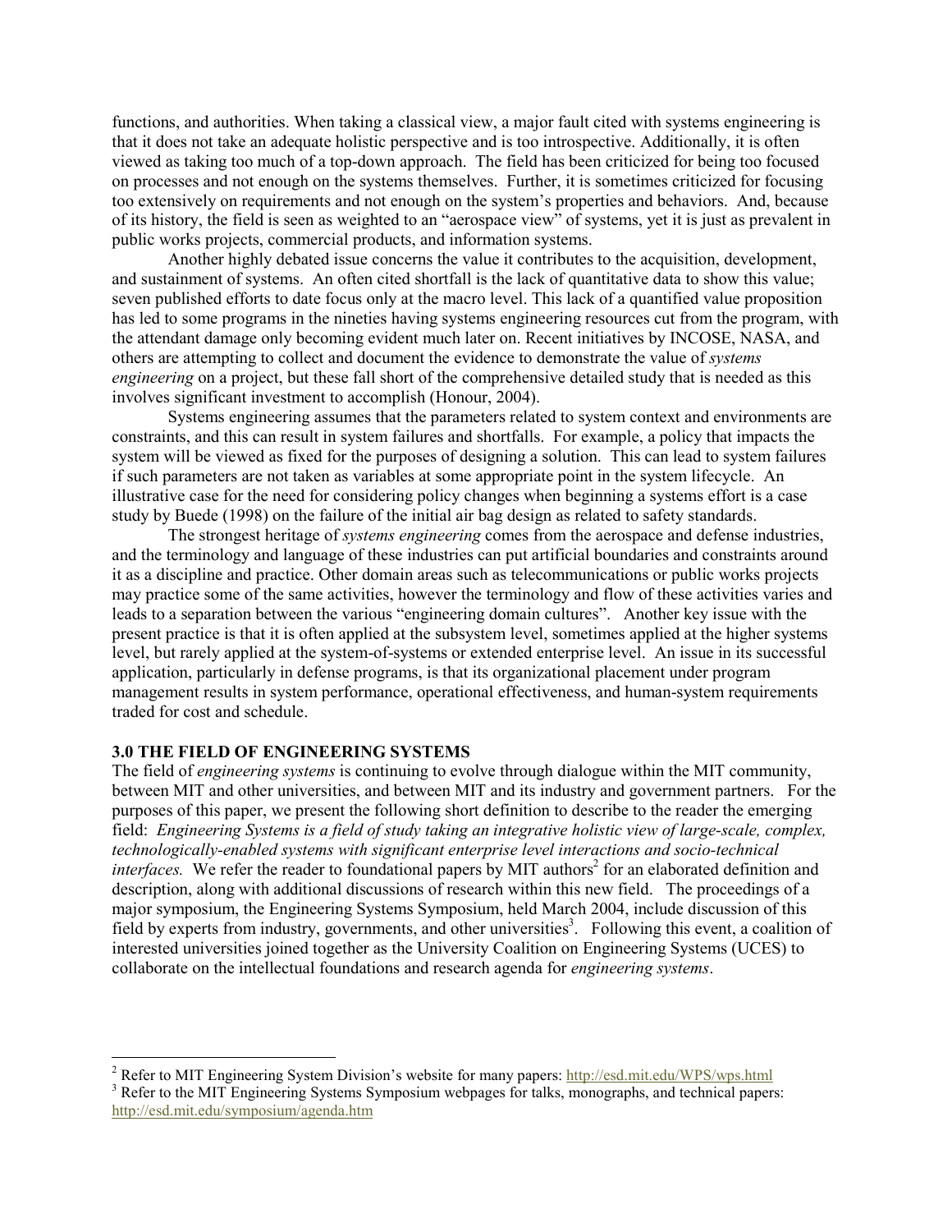functions, and authorities. When taking a classical view, a major fault cited with systems engineering is that it does not take an adequate holistic perspective and is too introspective. Additionally, it is often viewed as taking too much of a top-down approach. The field has been criticized for being too focused on processes and not enough on the systems themselves. Further, it is sometimes criticized for focusing too extensively on requirements and not enough on the system's properties and behaviors. And, because of its history, the field is seen as weighted to an "aerospace view" of systems, yet it is just as prevalent in public works projects, commercial products, and information systems.

Another highly debated issue concerns the value it contributes to the acquisition, development, and sustainment of systems. An often cited shortfall is the lack of quantitative data to show this value; seven published efforts to date focus only at the macro level. This lack of a quantified value proposition has led to some programs in the nineties having systems engineering resources cut from the program, with the attendant damage only becoming evident much later on. Recent initiatives by INCOSE, NASA, and others are attempting to collect and document the evidence to demonstrate the value of *systems engineering* on a project, but these fall short of the comprehensive detailed study that is needed as this involves significant investment to accomplish (Honour, 2004).

Systems engineering assumes that the parameters related to system context and environments are constraints, and this can result in system failures and shortfalls. For example, a policy that impacts the system will be viewed as fixed for the purposes of designing a solution. This can lead to system failures if such parameters are not taken as variables at some appropriate point in the system lifecycle. An illustrative case for the need for considering policy changes when beginning a systems effort is a case study by Buede (1998) on the failure of the initial air bag design as related to safety standards.

The strongest heritage of *systems engineering* comes from the aerospace and defense industries, and the terminology and language of these industries can put artificial boundaries and constraints around it as a discipline and practice. Other domain areas such as telecommunications or public works projects may practice some of the same activities, however the terminology and flow of these activities varies and leads to a separation between the various "engineering domain cultures". Another key issue with the present practice is that it is often applied at the subsystem level, sometimes applied at the higher systems level, but rarely applied at the system-of-systems or extended enterprise level. An issue in its successful application, particularly in defense programs, is that its organizational placement under program management results in system performance, operational effectiveness, and human-system requirements traded for cost and schedule.

## 3.0 THE FIELD OF ENGINEERING SYSTEMS

The field of *engineering systems* is continuing to evolve through dialogue within the MIT community, between MIT and other universities, and between MIT and its industry and government partners. For the purposes of this paper, we present the following short definition to describe to the reader the emerging field: *Engineering Systems is a field of study taking an integrative holistic view of large-scale, complex, technologically-enabled systems with significant enterprise level interactions and socio-technical interfaces.* We refer the reader to foundational papers by MIT authors[2] for an elaborated definition and description, along with additional discussions of research within this new field. The proceedings of a major symposium, the Engineering Systems Symposium, held March 2004, include discussion of this field by experts from industry, governments, and other universities[3]. Following this event, a coalition of interested universities joined together as the University Coalition on Engineering Systems (UCES) to collaborate on the intellectual foundations and research agenda for *engineering systems*.

---

[2] Refer to MIT Engineering System Division's website for many papers: http://esd.mit.edu/WPS/wps.html

[3] Refer to the MIT Engineering Systems Symposium webpages for talks, monographs, and technical papers: http://esd.mit.edu/symposium/agenda.htm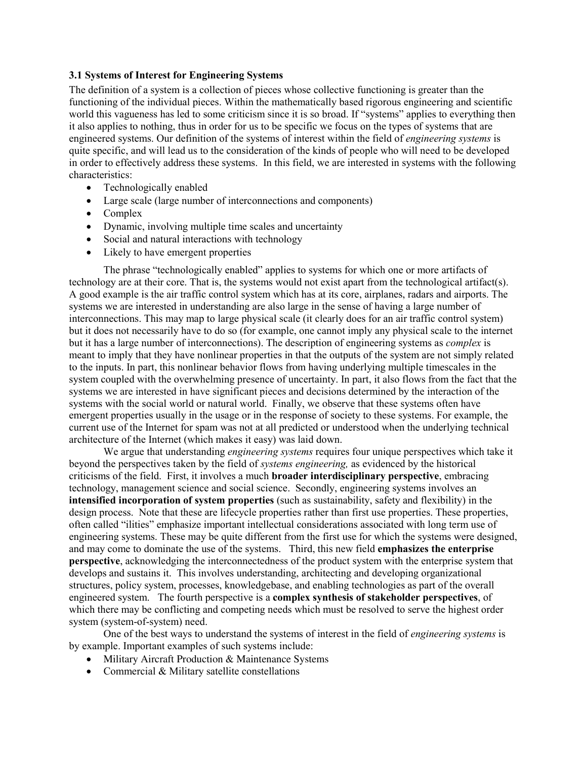### 3.1 Systems of Interest for Engineering Systems

The definition of a system is a collection of pieces whose collective functioning is greater than the functioning of the individual pieces. Within the mathematically based rigorous engineering and scientific world this vagueness has led to some criticism since it is so broad. If "systems" applies to everything then it also applies to nothing, thus in order for us to be specific we focus on the types of systems that are engineered systems. Our definition of the systems of interest within the field of *engineering systems* is quite specific, and will lead us to the consideration of the kinds of people who will need to be developed in order to effectively address these systems. In this field, we are interested in systems with the following characteristics:

- Technologically enabled
- Large scale (large number of interconnections and components)
- Complex
- Dynamic, involving multiple time scales and uncertainty
- Social and natural interactions with technology
- Likely to have emergent properties

The phrase "technologically enabled" applies to systems for which one or more artifacts of technology are at their core. That is, the systems would not exist apart from the technological artifact(s). A good example is the air traffic control system which has at its core, airplanes, radars and airports. The systems we are interested in understanding are also large in the sense of having a large number of interconnections. This may map to large physical scale (it clearly does for an air traffic control system) but it does not necessarily have to do so (for example, one cannot imply any physical scale to the internet but it has a large number of interconnections). The description of engineering systems as *complex* is meant to imply that they have nonlinear properties in that the outputs of the system are not simply related to the inputs. In part, this nonlinear behavior flows from having underlying multiple timescales in the system coupled with the overwhelming presence of uncertainty. In part, it also flows from the fact that the systems we are interested in have significant pieces and decisions determined by the interaction of the systems with the social world or natural world. Finally, we observe that these systems often have emergent properties usually in the usage or in the response of society to these systems. For example, the current use of the Internet for spam was not at all predicted or understood when the underlying technical architecture of the Internet (which makes it easy) was laid down.

We argue that understanding *engineering systems* requires four unique perspectives which take it beyond the perspectives taken by the field of *systems engineering,* as evidenced by the historical criticisms of the field. First, it involves a much **broader interdisciplinary perspective**, embracing technology, management science and social science. Secondly, engineering systems involves an **intensified incorporation of system properties** (such as sustainability, safety and flexibility) in the design process. Note that these are lifecycle properties rather than first use properties. These properties, often called "ilities" emphasize important intellectual considerations associated with long term use of engineering systems. These may be quite different from the first use for which the systems were designed, and may come to dominate the use of the systems. Third, this new field **emphasizes the enterprise perspective**, acknowledging the interconnectedness of the product system with the enterprise system that develops and sustains it. This involves understanding, architecting and developing organizational structures, policy system, processes, knowledgebase, and enabling technologies as part of the overall engineered system. The fourth perspective is a **complex synthesis of stakeholder perspectives**, of which there may be conflicting and competing needs which must be resolved to serve the highest order system (system-of-system) need.

One of the best ways to understand the systems of interest in the field of *engineering systems* is by example. Important examples of such systems include:

- Military Aircraft Production & Maintenance Systems
- Commercial & Military satellite constellations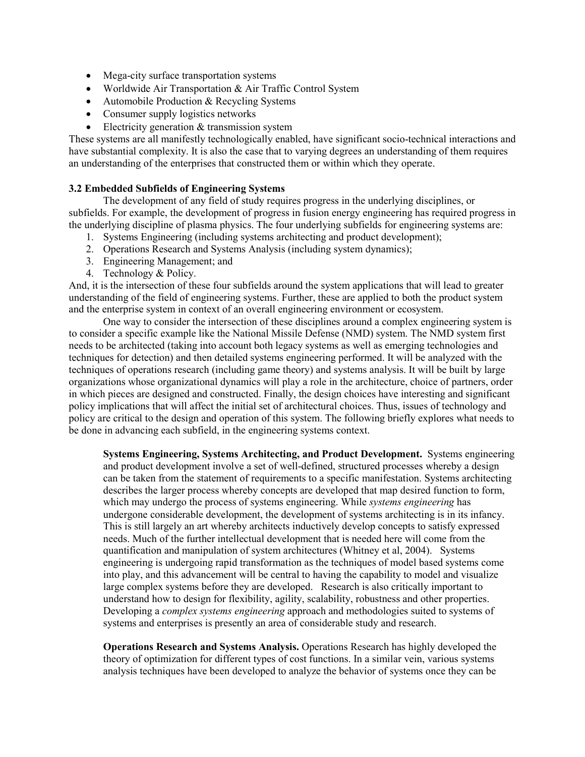- Mega-city surface transportation systems
- Worldwide Air Transportation & Air Traffic Control System
- Automobile Production & Recycling Systems
- Consumer supply logistics networks
- Electricity generation & transmission system

These systems are all manifestly technologically enabled, have significant socio-technical interactions and have substantial complexity. It is also the case that to varying degrees an understanding of them requires an understanding of the enterprises that constructed them or within which they operate.

### 3.2 Embedded Subfields of Engineering Systems

The development of any field of study requires progress in the underlying disciplines, or subfields. For example, the development of progress in fusion energy engineering has required progress in the underlying discipline of plasma physics. The four underlying subfields for engineering systems are:

1. Systems Engineering (including systems architecting and product development);
2. Operations Research and Systems Analysis (including system dynamics);
3. Engineering Management; and
4. Technology & Policy.

And, it is the intersection of these four subfields around the system applications that will lead to greater understanding of the field of engineering systems. Further, these are applied to both the product system and the enterprise system in context of an overall engineering environment or ecosystem.

One way to consider the intersection of these disciplines around a complex engineering system is to consider a specific example like the National Missile Defense (NMD) system. The NMD system first needs to be architected (taking into account both legacy systems as well as emerging technologies and techniques for detection) and then detailed systems engineering performed. It will be analyzed with the techniques of operations research (including game theory) and systems analysis. It will be built by large organizations whose organizational dynamics will play a role in the architecture, choice of partners, order in which pieces are designed and constructed. Finally, the design choices have interesting and significant policy implications that will affect the initial set of architectural choices. Thus, issues of technology and policy are critical to the design and operation of this system. The following briefly explores what needs to be done in advancing each subfield, in the engineering systems context.

**Systems Engineering, Systems Architecting, and Product Development.** Systems engineering and product development involve a set of well-defined, structured processes whereby a design can be taken from the statement of requirements to a specific manifestation. Systems architecting describes the larger process whereby concepts are developed that map desired function to form, which may undergo the process of systems engineering. While *systems engineering* has undergone considerable development, the development of systems architecting is in its infancy. This is still largely an art whereby architects inductively develop concepts to satisfy expressed needs. Much of the further intellectual development that is needed here will come from the quantification and manipulation of system architectures (Whitney et al, 2004). Systems engineering is undergoing rapid transformation as the techniques of model based systems come into play, and this advancement will be central to having the capability to model and visualize large complex systems before they are developed. Research is also critically important to understand how to design for flexibility, agility, scalability, robustness and other properties. Developing a *complex systems engineering* approach and methodologies suited to systems of systems and enterprises is presently an area of considerable study and research.

**Operations Research and Systems Analysis.** Operations Research has highly developed the theory of optimization for different types of cost functions. In a similar vein, various systems analysis techniques have been developed to analyze the behavior of systems once they can be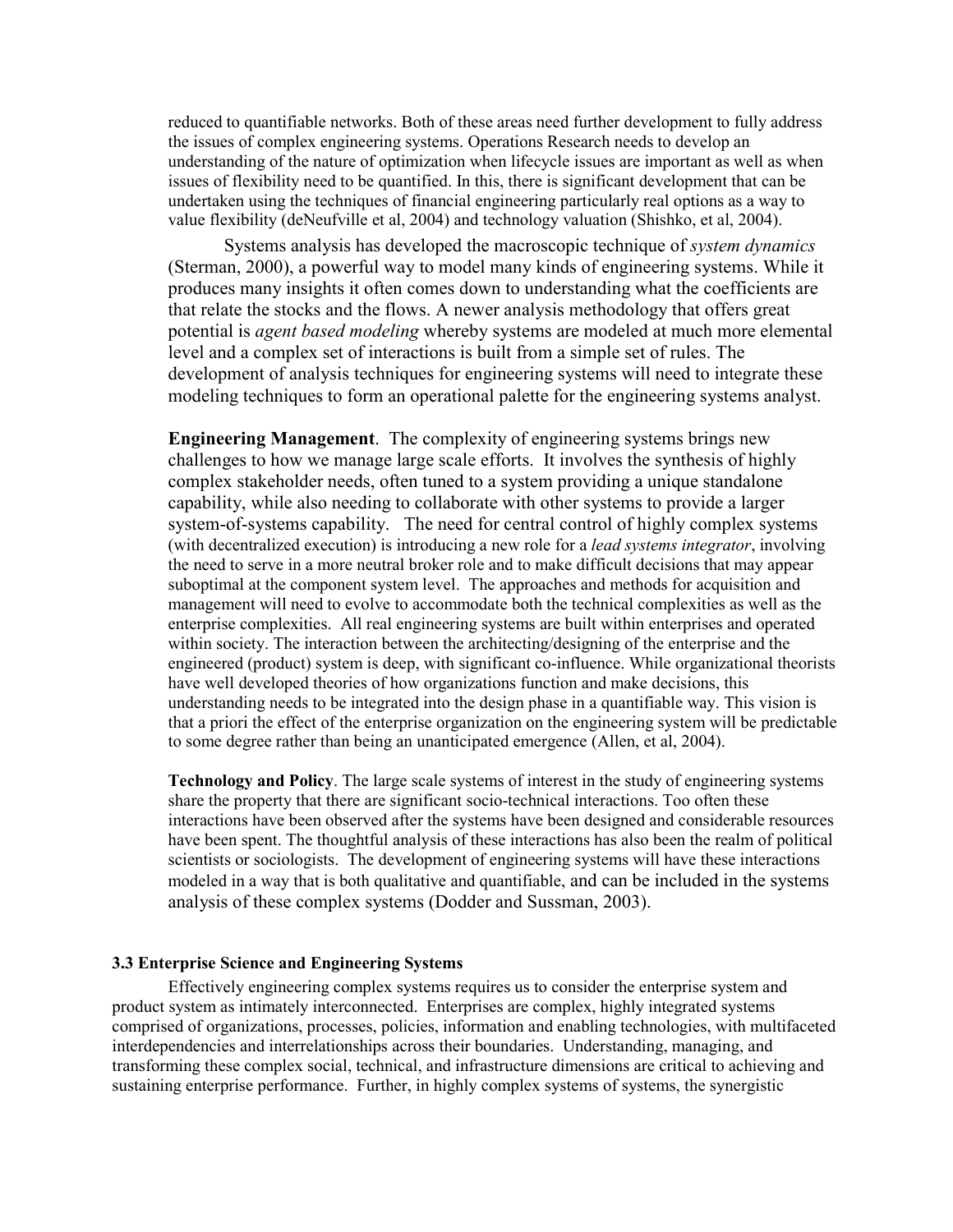reduced to quantifiable networks. Both of these areas need further development to fully address the issues of complex engineering systems. Operations Research needs to develop an understanding of the nature of optimization when lifecycle issues are important as well as when issues of flexibility need to be quantified. In this, there is significant development that can be undertaken using the techniques of financial engineering particularly real options as a way to value flexibility (deNeufville et al, 2004) and technology valuation (Shishko, et al, 2004).

Systems analysis has developed the macroscopic technique of *system dynamics* (Sterman, 2000), a powerful way to model many kinds of engineering systems. While it produces many insights it often comes down to understanding what the coefficients are that relate the stocks and the flows. A newer analysis methodology that offers great potential is *agent based modeling* whereby systems are modeled at much more elemental level and a complex set of interactions is built from a simple set of rules. The development of analysis techniques for engineering systems will need to integrate these modeling techniques to form an operational palette for the engineering systems analyst.

**Engineering Management**. The complexity of engineering systems brings new challenges to how we manage large scale efforts. It involves the synthesis of highly complex stakeholder needs, often tuned to a system providing a unique standalone capability, while also needing to collaborate with other systems to provide a larger system-of-systems capability. The need for central control of highly complex systems (with decentralized execution) is introducing a new role for a *lead systems integrator*, involving the need to serve in a more neutral broker role and to make difficult decisions that may appear suboptimal at the component system level. The approaches and methods for acquisition and management will need to evolve to accommodate both the technical complexities as well as the enterprise complexities. All real engineering systems are built within enterprises and operated within society. The interaction between the architecting/designing of the enterprise and the engineered (product) system is deep, with significant co-influence. While organizational theorists have well developed theories of how organizations function and make decisions, this understanding needs to be integrated into the design phase in a quantifiable way. This vision is that a priori the effect of the enterprise organization on the engineering system will be predictable to some degree rather than being an unanticipated emergence (Allen, et al, 2004).

**Technology and Policy**. The large scale systems of interest in the study of engineering systems share the property that there are significant socio-technical interactions. Too often these interactions have been observed after the systems have been designed and considerable resources have been spent. The thoughtful analysis of these interactions has also been the realm of political scientists or sociologists. The development of engineering systems will have these interactions modeled in a way that is both qualitative and quantifiable, and can be included in the systems analysis of these complex systems (Dodder and Sussman, 2003).

### 3.3 Enterprise Science and Engineering Systems

Effectively engineering complex systems requires us to consider the enterprise system and product system as intimately interconnected. Enterprises are complex, highly integrated systems comprised of organizations, processes, policies, information and enabling technologies, with multifaceted interdependencies and interrelationships across their boundaries. Understanding, managing, and transforming these complex social, technical, and infrastructure dimensions are critical to achieving and sustaining enterprise performance. Further, in highly complex systems of systems, the synergistic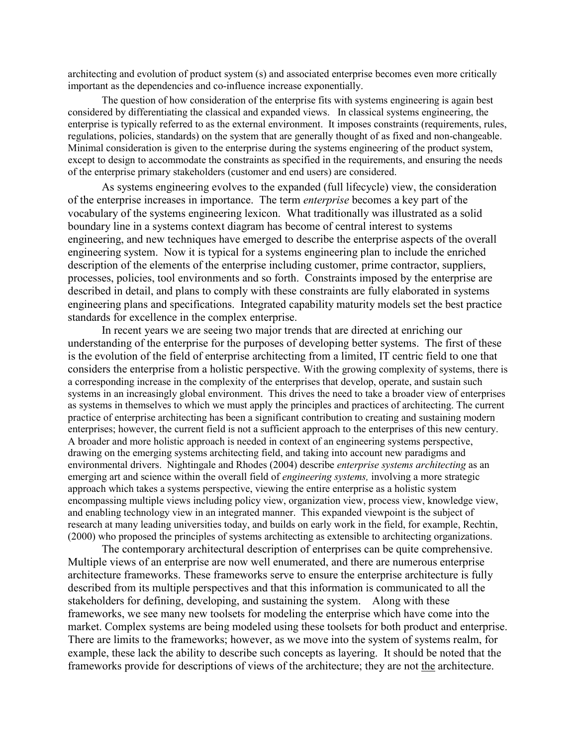architecting and evolution of product system (s) and associated enterprise becomes even more critically important as the dependencies and co-influence increase exponentially.

The question of how consideration of the enterprise fits with systems engineering is again best considered by differentiating the classical and expanded views. In classical systems engineering, the enterprise is typically referred to as the external environment. It imposes constraints (requirements, rules, regulations, policies, standards) on the system that are generally thought of as fixed and non-changeable. Minimal consideration is given to the enterprise during the systems engineering of the product system, except to design to accommodate the constraints as specified in the requirements, and ensuring the needs of the enterprise primary stakeholders (customer and end users) are considered.

As systems engineering evolves to the expanded (full lifecycle) view, the consideration of the enterprise increases in importance. The term *enterprise* becomes a key part of the vocabulary of the systems engineering lexicon. What traditionally was illustrated as a solid boundary line in a systems context diagram has become of central interest to systems engineering, and new techniques have emerged to describe the enterprise aspects of the overall engineering system. Now it is typical for a systems engineering plan to include the enriched description of the elements of the enterprise including customer, prime contractor, suppliers, processes, policies, tool environments and so forth. Constraints imposed by the enterprise are described in detail, and plans to comply with these constraints are fully elaborated in systems engineering plans and specifications. Integrated capability maturity models set the best practice standards for excellence in the complex enterprise.

In recent years we are seeing two major trends that are directed at enriching our understanding of the enterprise for the purposes of developing better systems. The first of these is the evolution of the field of enterprise architecting from a limited, IT centric field to one that considers the enterprise from a holistic perspective. With the growing complexity of systems, there is a corresponding increase in the complexity of the enterprises that develop, operate, and sustain such systems in an increasingly global environment. This drives the need to take a broader view of enterprises as systems in themselves to which we must apply the principles and practices of architecting. The current practice of enterprise architecting has been a significant contribution to creating and sustaining modern enterprises; however, the current field is not a sufficient approach to the enterprises of this new century. A broader and more holistic approach is needed in context of an engineering systems perspective, drawing on the emerging systems architecting field, and taking into account new paradigms and environmental drivers. Nightingale and Rhodes (2004) describe *enterprise systems architecting* as an emerging art and science within the overall field of *engineering systems,* involving a more strategic approach which takes a systems perspective, viewing the entire enterprise as a holistic system encompassing multiple views including policy view, organization view, process view, knowledge view, and enabling technology view in an integrated manner. This expanded viewpoint is the subject of research at many leading universities today, and builds on early work in the field, for example, Rechtin, (2000) who proposed the principles of systems architecting as extensible to architecting organizations.

The contemporary architectural description of enterprises can be quite comprehensive. Multiple views of an enterprise are now well enumerated, and there are numerous enterprise architecture frameworks. These frameworks serve to ensure the enterprise architecture is fully described from its multiple perspectives and that this information is communicated to all the stakeholders for defining, developing, and sustaining the system. Along with these frameworks, we see many new toolsets for modeling the enterprise which have come into the market. Complex systems are being modeled using these toolsets for both product and enterprise. There are limits to the frameworks; however, as we move into the system of systems realm, for example, these lack the ability to describe such concepts as layering. It should be noted that the frameworks provide for descriptions of views of the architecture; they are not <u>the</u> architecture.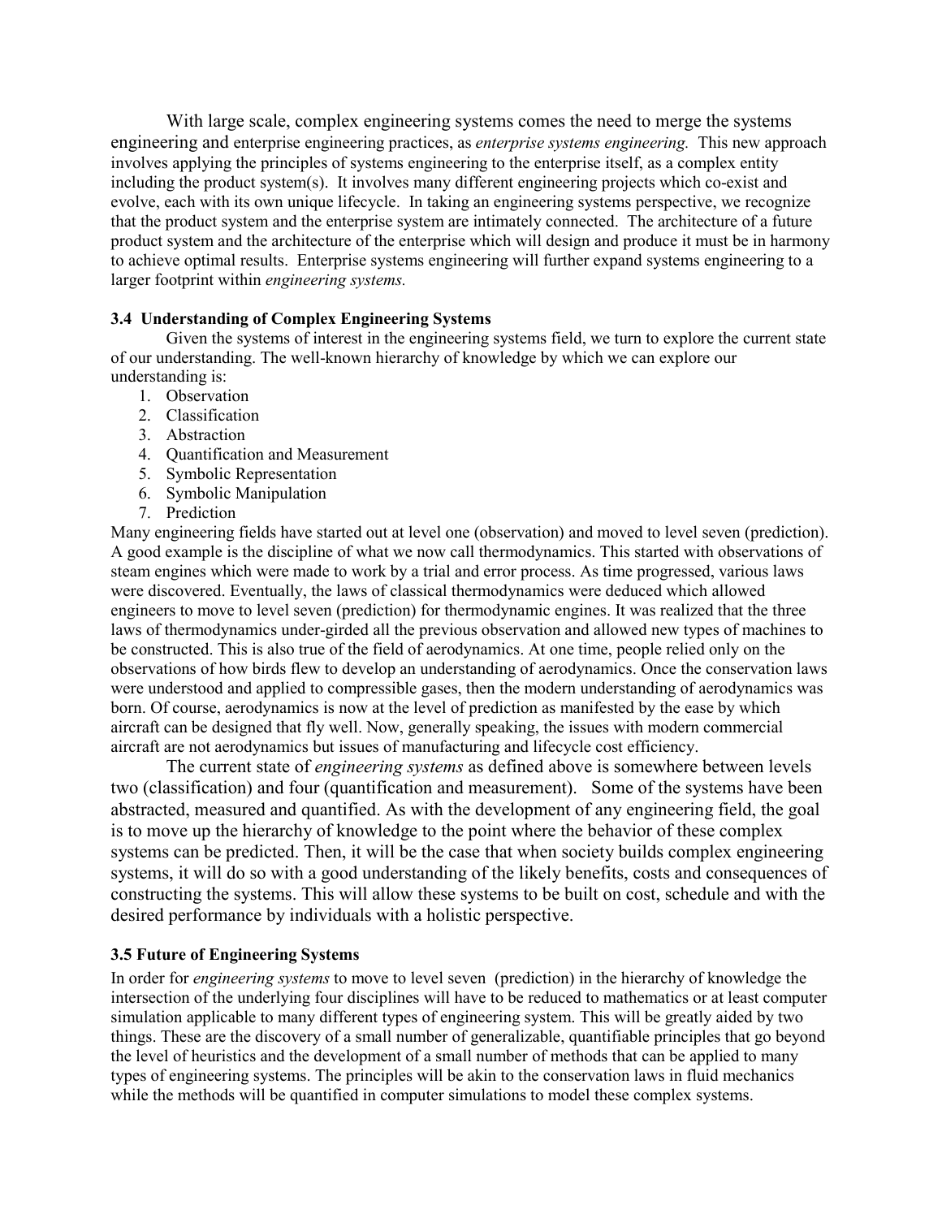With large scale, complex engineering systems comes the need to merge the systems engineering and enterprise engineering practices, as *enterprise systems engineering.* This new approach involves applying the principles of systems engineering to the enterprise itself, as a complex entity including the product system(s). It involves many different engineering projects which co-exist and evolve, each with its own unique lifecycle. In taking an engineering systems perspective, we recognize that the product system and the enterprise system are intimately connected. The architecture of a future product system and the architecture of the enterprise which will design and produce it must be in harmony to achieve optimal results. Enterprise systems engineering will further expand systems engineering to a larger footprint within *engineering systems.*

### 3.4 Understanding of Complex Engineering Systems

Given the systems of interest in the engineering systems field, we turn to explore the current state of our understanding. The well-known hierarchy of knowledge by which we can explore our understanding is:

1. Observation
2. Classification
3. Abstraction
4. Quantification and Measurement
5. Symbolic Representation
6. Symbolic Manipulation
7. Prediction

Many engineering fields have started out at level one (observation) and moved to level seven (prediction). A good example is the discipline of what we now call thermodynamics. This started with observations of steam engines which were made to work by a trial and error process. As time progressed, various laws were discovered. Eventually, the laws of classical thermodynamics were deduced which allowed engineers to move to level seven (prediction) for thermodynamic engines. It was realized that the three laws of thermodynamics under-girded all the previous observation and allowed new types of machines to be constructed. This is also true of the field of aerodynamics. At one time, people relied only on the observations of how birds flew to develop an understanding of aerodynamics. Once the conservation laws were understood and applied to compressible gases, then the modern understanding of aerodynamics was born. Of course, aerodynamics is now at the level of prediction as manifested by the ease by which aircraft can be designed that fly well. Now, generally speaking, the issues with modern commercial aircraft are not aerodynamics but issues of manufacturing and lifecycle cost efficiency.

The current state of *engineering systems* as defined above is somewhere between levels two (classification) and four (quantification and measurement). Some of the systems have been abstracted, measured and quantified. As with the development of any engineering field, the goal is to move up the hierarchy of knowledge to the point where the behavior of these complex systems can be predicted. Then, it will be the case that when society builds complex engineering systems, it will do so with a good understanding of the likely benefits, costs and consequences of constructing the systems. This will allow these systems to be built on cost, schedule and with the desired performance by individuals with a holistic perspective.

### 3.5 Future of Engineering Systems

In order for *engineering systems* to move to level seven (prediction) in the hierarchy of knowledge the intersection of the underlying four disciplines will have to be reduced to mathematics or at least computer simulation applicable to many different types of engineering system. This will be greatly aided by two things. These are the discovery of a small number of generalizable, quantifiable principles that go beyond the level of heuristics and the development of a small number of methods that can be applied to many types of engineering systems. The principles will be akin to the conservation laws in fluid mechanics while the methods will be quantified in computer simulations to model these complex systems.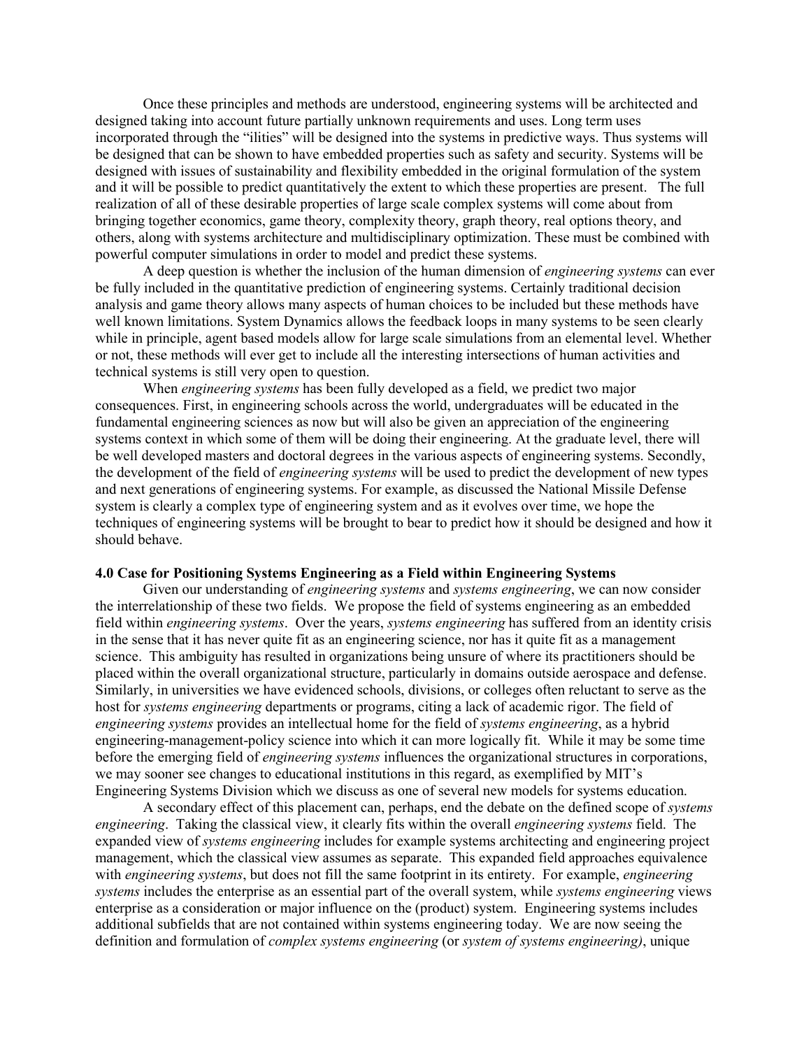Once these principles and methods are understood, engineering systems will be architected and designed taking into account future partially unknown requirements and uses. Long term uses incorporated through the "ilities" will be designed into the systems in predictive ways. Thus systems will be designed that can be shown to have embedded properties such as safety and security. Systems will be designed with issues of sustainability and flexibility embedded in the original formulation of the system and it will be possible to predict quantitatively the extent to which these properties are present. The full realization of all of these desirable properties of large scale complex systems will come about from bringing together economics, game theory, complexity theory, graph theory, real options theory, and others, along with systems architecture and multidisciplinary optimization. These must be combined with powerful computer simulations in order to model and predict these systems.

A deep question is whether the inclusion of the human dimension of *engineering systems* can ever be fully included in the quantitative prediction of engineering systems. Certainly traditional decision analysis and game theory allows many aspects of human choices to be included but these methods have well known limitations. System Dynamics allows the feedback loops in many systems to be seen clearly while in principle, agent based models allow for large scale simulations from an elemental level. Whether or not, these methods will ever get to include all the interesting intersections of human activities and technical systems is still very open to question.

When *engineering systems* has been fully developed as a field, we predict two major consequences. First, in engineering schools across the world, undergraduates will be educated in the fundamental engineering sciences as now but will also be given an appreciation of the engineering systems context in which some of them will be doing their engineering. At the graduate level, there will be well developed masters and doctoral degrees in the various aspects of engineering systems. Secondly, the development of the field of *engineering systems* will be used to predict the development of new types and next generations of engineering systems. For example, as discussed the National Missile Defense system is clearly a complex type of engineering system and as it evolves over time, we hope the techniques of engineering systems will be brought to bear to predict how it should be designed and how it should behave.

**4.0 Case for Positioning Systems Engineering as a Field within Engineering Systems**

Given our understanding of *engineering systems* and *systems engineering*, we can now consider the interrelationship of these two fields. We propose the field of systems engineering as an embedded field within *engineering systems*. Over the years, *systems engineering* has suffered from an identity crisis in the sense that it has never quite fit as an engineering science, nor has it quite fit as a management science. This ambiguity has resulted in organizations being unsure of where its practitioners should be placed within the overall organizational structure, particularly in domains outside aerospace and defense. Similarly, in universities we have evidenced schools, divisions, or colleges often reluctant to serve as the host for *systems engineering* departments or programs, citing a lack of academic rigor. The field of *engineering systems* provides an intellectual home for the field of *systems engineering*, as a hybrid engineering-management-policy science into which it can more logically fit. While it may be some time before the emerging field of *engineering systems* influences the organizational structures in corporations, we may sooner see changes to educational institutions in this regard, as exemplified by MIT's Engineering Systems Division which we discuss as one of several new models for systems education.

A secondary effect of this placement can, perhaps, end the debate on the defined scope of *systems engineering*. Taking the classical view, it clearly fits within the overall *engineering systems* field. The expanded view of *systems engineering* includes for example systems architecting and engineering project management, which the classical view assumes as separate. This expanded field approaches equivalence with *engineering systems*, but does not fill the same footprint in its entirety. For example, *engineering systems* includes the enterprise as an essential part of the overall system, while *systems engineering* views enterprise as a consideration or major influence on the (product) system. Engineering systems includes additional subfields that are not contained within systems engineering today. We are now seeing the definition and formulation of *complex systems engineering* (or *system of systems engineering)*, unique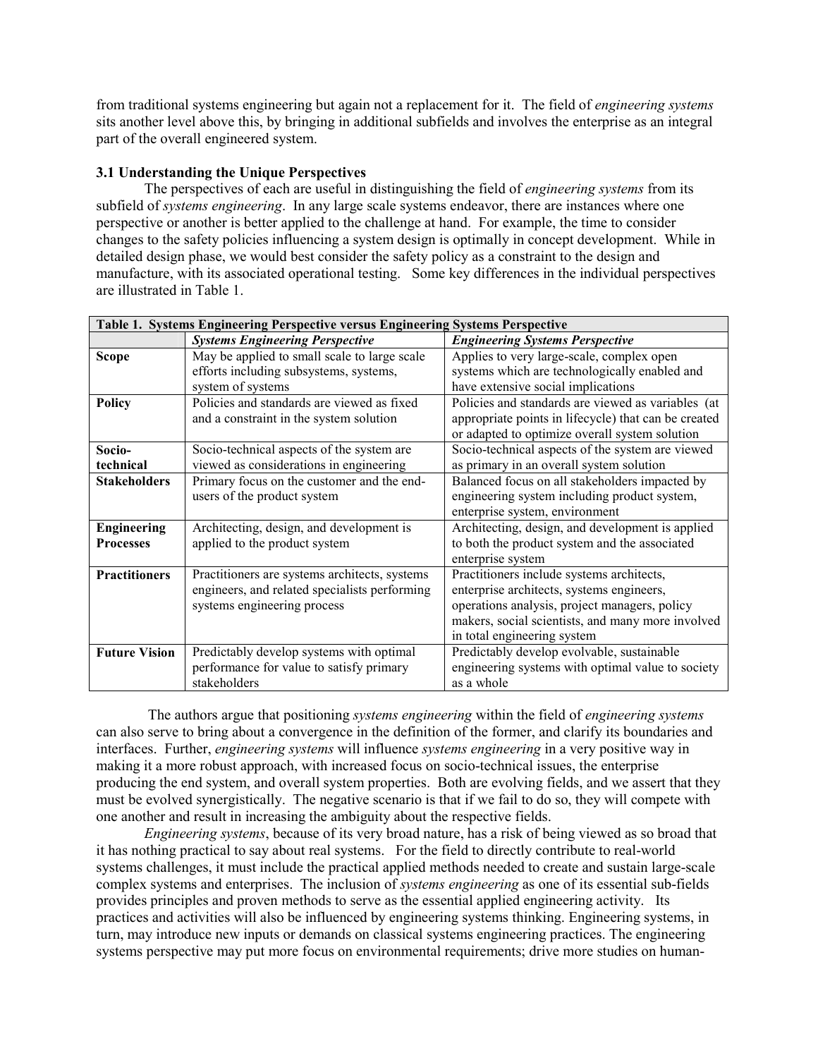from traditional systems engineering but again not a replacement for it. The field of *engineering systems* sits another level above this, by bringing in additional subfields and involves the enterprise as an integral part of the overall engineered system.

### 3.1 Understanding the Unique Perspectives

The perspectives of each are useful in distinguishing the field of *engineering systems* from its subfield of *systems engineering*. In any large scale systems endeavor, there are instances where one perspective or another is better applied to the challenge at hand. For example, the time to consider changes to the safety policies influencing a system design is optimally in concept development. While in detailed design phase, we would best consider the safety policy as a constraint to the design and manufacture, with its associated operational testing. Some key differences in the individual perspectives are illustrated in Table 1.

**Table 1. Systems Engineering Perspective versus Engineering Systems Perspective**

| | *Systems Engineering Perspective* | *Engineering Systems Perspective* |
|---|---|---|
| **Scope** | May be applied to small scale to large scale efforts including subsystems, systems, system of systems | Applies to very large-scale, complex open systems which are technologically enabled and have extensive social implications |
| **Policy** | Policies and standards are viewed as fixed and a constraint in the system solution | Policies and standards are viewed as variables (at appropriate points in lifecycle) that can be created or adapted to optimize overall system solution |
| **Socio-technical** | Socio-technical aspects of the system are viewed as considerations in engineering | Socio-technical aspects of the system are viewed as primary in an overall system solution |
| **Stakeholders** | Primary focus on the customer and the end-users of the product system | Balanced focus on all stakeholders impacted by engineering system including product system, enterprise system, environment |
| **Engineering Processes** | Architecting, design, and development is applied to the product system | Architecting, design, and development is applied to both the product system and the associated enterprise system |
| **Practitioners** | Practitioners are systems architects, systems engineers, and related specialists performing systems engineering process | Practitioners include systems architects, enterprise architects, systems engineers, operations analysis, project managers, policy makers, social scientists, and many more involved in total engineering system |
| **Future Vision** | Predictably develop systems with optimal performance for value to satisfy primary stakeholders | Predictably develop evolvable, sustainable engineering systems with optimal value to society as a whole |

The authors argue that positioning *systems engineering* within the field of *engineering systems* can also serve to bring about a convergence in the definition of the former, and clarify its boundaries and interfaces. Further, *engineering systems* will influence *systems engineering* in a very positive way in making it a more robust approach, with increased focus on socio-technical issues, the enterprise producing the end system, and overall system properties. Both are evolving fields, and we assert that they must be evolved synergistically. The negative scenario is that if we fail to do so, they will compete with one another and result in increasing the ambiguity about the respective fields.

*Engineering systems*, because of its very broad nature, has a risk of being viewed as so broad that it has nothing practical to say about real systems. For the field to directly contribute to real-world systems challenges, it must include the practical applied methods needed to create and sustain large-scale complex systems and enterprises. The inclusion of *systems engineering* as one of its essential sub-fields provides principles and proven methods to serve as the essential applied engineering activity. Its practices and activities will also be influenced by engineering systems thinking. Engineering systems, in turn, may introduce new inputs or demands on classical systems engineering practices. The engineering systems perspective may put more focus on environmental requirements; drive more studies on human-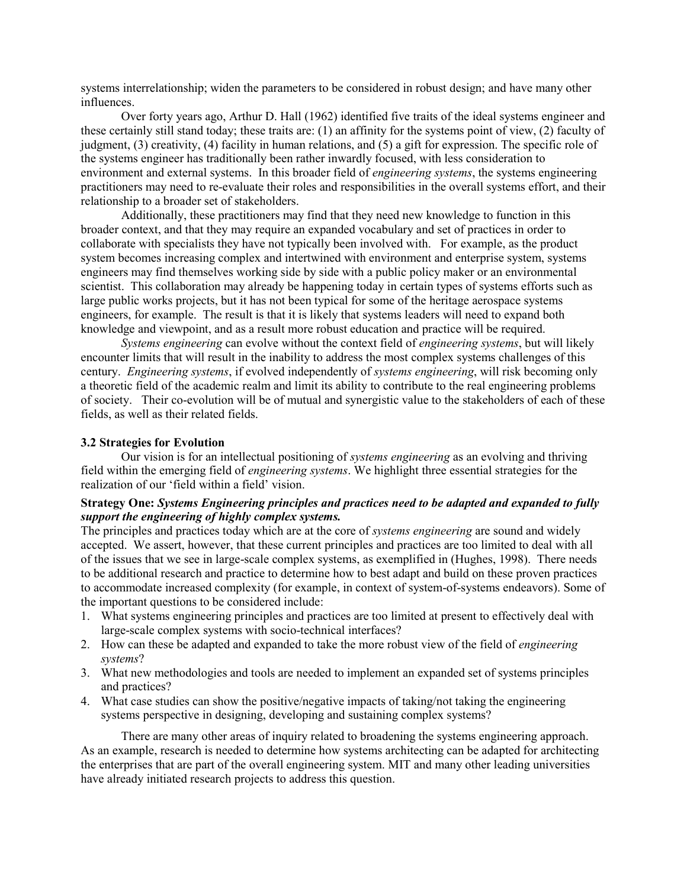systems interrelationship; widen the parameters to be considered in robust design; and have many other influences.

Over forty years ago, Arthur D. Hall (1962) identified five traits of the ideal systems engineer and these certainly still stand today; these traits are: (1) an affinity for the systems point of view, (2) faculty of judgment, (3) creativity, (4) facility in human relations, and (5) a gift for expression. The specific role of the systems engineer has traditionally been rather inwardly focused, with less consideration to environment and external systems. In this broader field of *engineering systems*, the systems engineering practitioners may need to re-evaluate their roles and responsibilities in the overall systems effort, and their relationship to a broader set of stakeholders.

Additionally, these practitioners may find that they need new knowledge to function in this broader context, and that they may require an expanded vocabulary and set of practices in order to collaborate with specialists they have not typically been involved with. For example, as the product system becomes increasing complex and intertwined with environment and enterprise system, systems engineers may find themselves working side by side with a public policy maker or an environmental scientist. This collaboration may already be happening today in certain types of systems efforts such as large public works projects, but it has not been typical for some of the heritage aerospace systems engineers, for example. The result is that it is likely that systems leaders will need to expand both knowledge and viewpoint, and as a result more robust education and practice will be required.

*Systems engineering* can evolve without the context field of *engineering systems*, but will likely encounter limits that will result in the inability to address the most complex systems challenges of this century. *Engineering systems*, if evolved independently of *systems engineering*, will risk becoming only a theoretic field of the academic realm and limit its ability to contribute to the real engineering problems of society. Their co-evolution will be of mutual and synergistic value to the stakeholders of each of these fields, as well as their related fields.

### 3.2 Strategies for Evolution

Our vision is for an intellectual positioning of *systems engineering* as an evolving and thriving field within the emerging field of *engineering systems*. We highlight three essential strategies for the realization of our 'field within a field' vision.

**Strategy One:** ***Systems Engineering principles and practices need to be adapted and expanded to fully support the engineering of highly complex systems.***

The principles and practices today which are at the core of *systems engineering* are sound and widely accepted. We assert, however, that these current principles and practices are too limited to deal with all of the issues that we see in large-scale complex systems, as exemplified in (Hughes, 1998). There needs to be additional research and practice to determine how to best adapt and build on these proven practices to accommodate increased complexity (for example, in context of system-of-systems endeavors). Some of the important questions to be considered include:

1. What systems engineering principles and practices are too limited at present to effectively deal with large-scale complex systems with socio-technical interfaces?
2. How can these be adapted and expanded to take the more robust view of the field of *engineering systems*?
3. What new methodologies and tools are needed to implement an expanded set of systems principles and practices?
4. What case studies can show the positive/negative impacts of taking/not taking the engineering systems perspective in designing, developing and sustaining complex systems?

There are many other areas of inquiry related to broadening the systems engineering approach. As an example, research is needed to determine how systems architecting can be adapted for architecting the enterprises that are part of the overall engineering system. MIT and many other leading universities have already initiated research projects to address this question.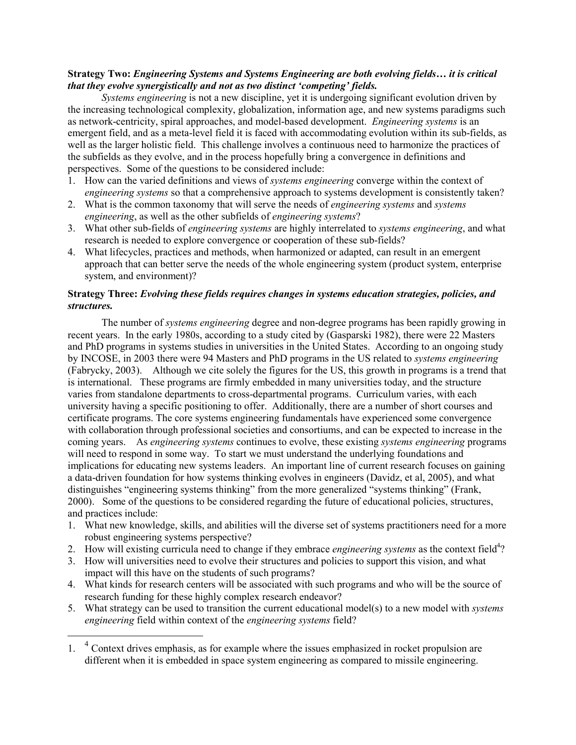**Strategy Two:** ***Engineering Systems and Systems Engineering are both evolving fields… it is critical that they evolve synergistically and not as two distinct 'competing' fields.***

*Systems engineering* is not a new discipline, yet it is undergoing significant evolution driven by the increasing technological complexity, globalization, information age, and new systems paradigms such as network-centricity, spiral approaches, and model-based development. *Engineering systems* is an emergent field, and as a meta-level field it is faced with accommodating evolution within its sub-fields, as well as the larger holistic field. This challenge involves a continuous need to harmonize the practices of the subfields as they evolve, and in the process hopefully bring a convergence in definitions and perspectives. Some of the questions to be considered include:

1. How can the varied definitions and views of *systems engineering* converge within the context of *engineering systems* so that a comprehensive approach to systems development is consistently taken?
2. What is the common taxonomy that will serve the needs of *engineering systems* and *systems engineering*, as well as the other subfields of *engineering systems*?
3. What other sub-fields of *engineering systems* are highly interrelated to *systems engineering*, and what research is needed to explore convergence or cooperation of these sub-fields?
4. What lifecycles, practices and methods, when harmonized or adapted, can result in an emergent approach that can better serve the needs of the whole engineering system (product system, enterprise system, and environment)?

**Strategy Three:** ***Evolving these fields requires changes in systems education strategies, policies, and structures.***

The number of *systems engineering* degree and non-degree programs has been rapidly growing in recent years. In the early 1980s, according to a study cited by (Gasparski 1982), there were 22 Masters and PhD programs in systems studies in universities in the United States. According to an ongoing study by INCOSE, in 2003 there were 94 Masters and PhD programs in the US related to *systems engineering* (Fabrycky, 2003). Although we cite solely the figures for the US, this growth in programs is a trend that is international. These programs are firmly embedded in many universities today, and the structure varies from standalone departments to cross-departmental programs. Curriculum varies, with each university having a specific positioning to offer. Additionally, there are a number of short courses and certificate programs. The core systems engineering fundamentals have experienced some convergence with collaboration through professional societies and consortiums, and can be expected to increase in the coming years. As *engineering systems* continues to evolve, these existing *systems engineering* programs will need to respond in some way. To start we must understand the underlying foundations and implications for educating new systems leaders. An important line of current research focuses on gaining a data-driven foundation for how systems thinking evolves in engineers (Davidz, et al, 2005), and what distinguishes "engineering systems thinking" from the more generalized "systems thinking" (Frank, 2000). Some of the questions to be considered regarding the future of educational policies, structures, and practices include:

1. What new knowledge, skills, and abilities will the diverse set of systems practitioners need for a more robust engineering systems perspective?
2. How will existing curricula need to change if they embrace *engineering systems* as the context field[4]?
3. How will universities need to evolve their structures and policies to support this vision, and what impact will this have on the students of such programs?
4. What kinds for research centers will be associated with such programs and who will be the source of research funding for these highly complex research endeavor?
5. What strategy can be used to transition the current educational model(s) to a new model with *systems engineering* field within context of the *engineering systems* field?

---

1. [4] Context drives emphasis, as for example where the issues emphasized in rocket propulsion are different when it is embedded in space system engineering as compared to missile engineering.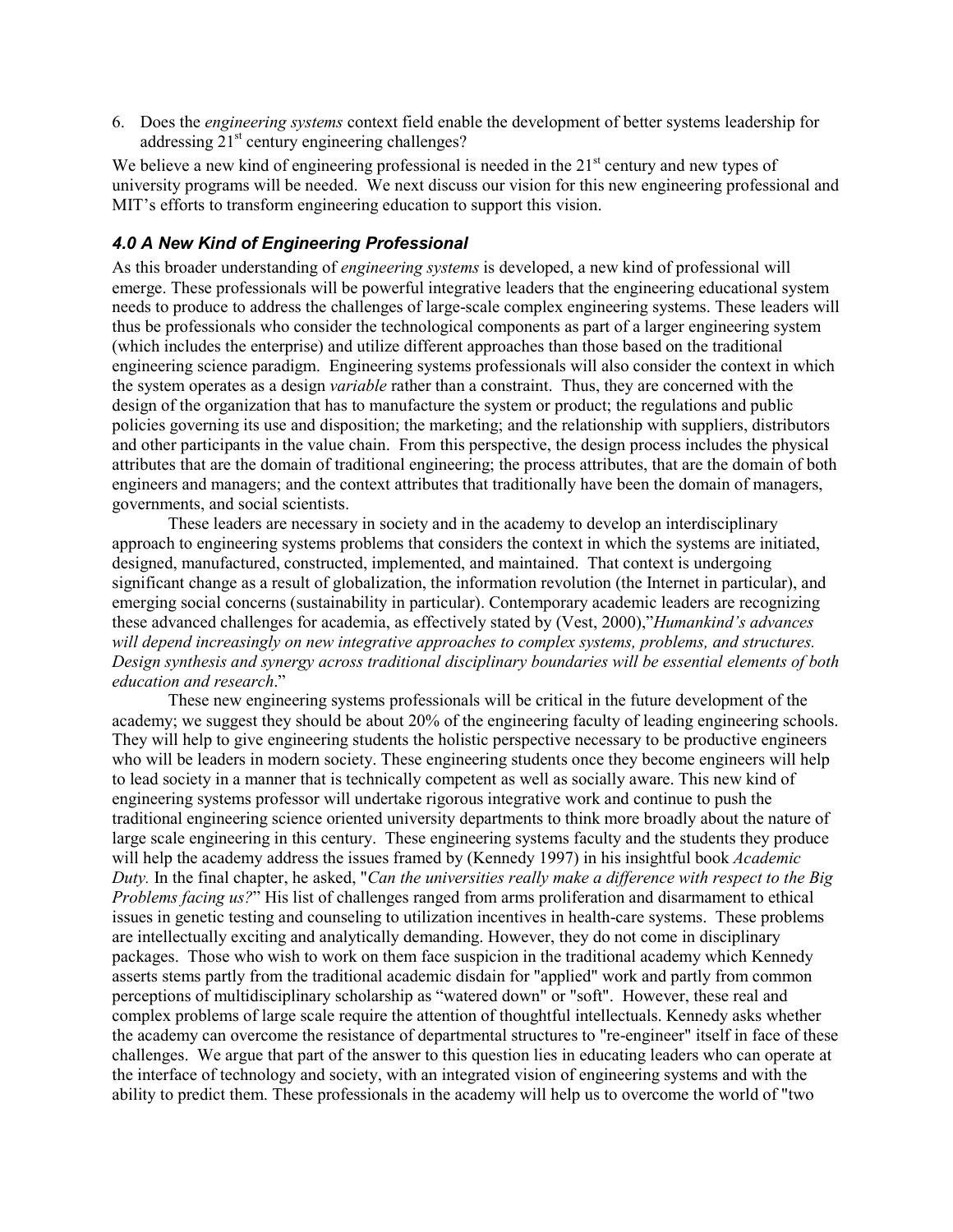6. Does the *engineering systems* context field enable the development of better systems leadership for addressing 21st century engineering challenges?

We believe a new kind of engineering professional is needed in the 21st century and new types of university programs will be needed. We next discuss our vision for this new engineering professional and MIT's efforts to transform engineering education to support this vision.

### *4.0 A New Kind of Engineering Professional*

As this broader understanding of *engineering systems* is developed, a new kind of professional will emerge. These professionals will be powerful integrative leaders that the engineering educational system needs to produce to address the challenges of large-scale complex engineering systems. These leaders will thus be professionals who consider the technological components as part of a larger engineering system (which includes the enterprise) and utilize different approaches than those based on the traditional engineering science paradigm. Engineering systems professionals will also consider the context in which the system operates as a design *variable* rather than a constraint. Thus, they are concerned with the design of the organization that has to manufacture the system or product; the regulations and public policies governing its use and disposition; the marketing; and the relationship with suppliers, distributors and other participants in the value chain. From this perspective, the design process includes the physical attributes that are the domain of traditional engineering; the process attributes, that are the domain of both engineers and managers; and the context attributes that traditionally have been the domain of managers, governments, and social scientists.

These leaders are necessary in society and in the academy to develop an interdisciplinary approach to engineering systems problems that considers the context in which the systems are initiated, designed, manufactured, constructed, implemented, and maintained. That context is undergoing significant change as a result of globalization, the information revolution (the Internet in particular), and emerging social concerns (sustainability in particular). Contemporary academic leaders are recognizing these advanced challenges for academia, as effectively stated by (Vest, 2000),"*Humankind's advances will depend increasingly on new integrative approaches to complex systems, problems, and structures. Design synthesis and synergy across traditional disciplinary boundaries will be essential elements of both education and research*."

These new engineering systems professionals will be critical in the future development of the academy; we suggest they should be about 20% of the engineering faculty of leading engineering schools. They will help to give engineering students the holistic perspective necessary to be productive engineers who will be leaders in modern society. These engineering students once they become engineers will help to lead society in a manner that is technically competent as well as socially aware. This new kind of engineering systems professor will undertake rigorous integrative work and continue to push the traditional engineering science oriented university departments to think more broadly about the nature of large scale engineering in this century. These engineering systems faculty and the students they produce will help the academy address the issues framed by (Kennedy 1997) in his insightful book *Academic Duty.* In the final chapter, he asked, "*Can the universities really make a difference with respect to the Big Problems facing us?*" His list of challenges ranged from arms proliferation and disarmament to ethical issues in genetic testing and counseling to utilization incentives in health-care systems. These problems are intellectually exciting and analytically demanding. However, they do not come in disciplinary packages. Those who wish to work on them face suspicion in the traditional academy which Kennedy asserts stems partly from the traditional academic disdain for "applied" work and partly from common perceptions of multidisciplinary scholarship as "watered down" or "soft". However, these real and complex problems of large scale require the attention of thoughtful intellectuals. Kennedy asks whether the academy can overcome the resistance of departmental structures to "re-engineer" itself in face of these challenges. We argue that part of the answer to this question lies in educating leaders who can operate at the interface of technology and society, with an integrated vision of engineering systems and with the ability to predict them. These professionals in the academy will help us to overcome the world of "two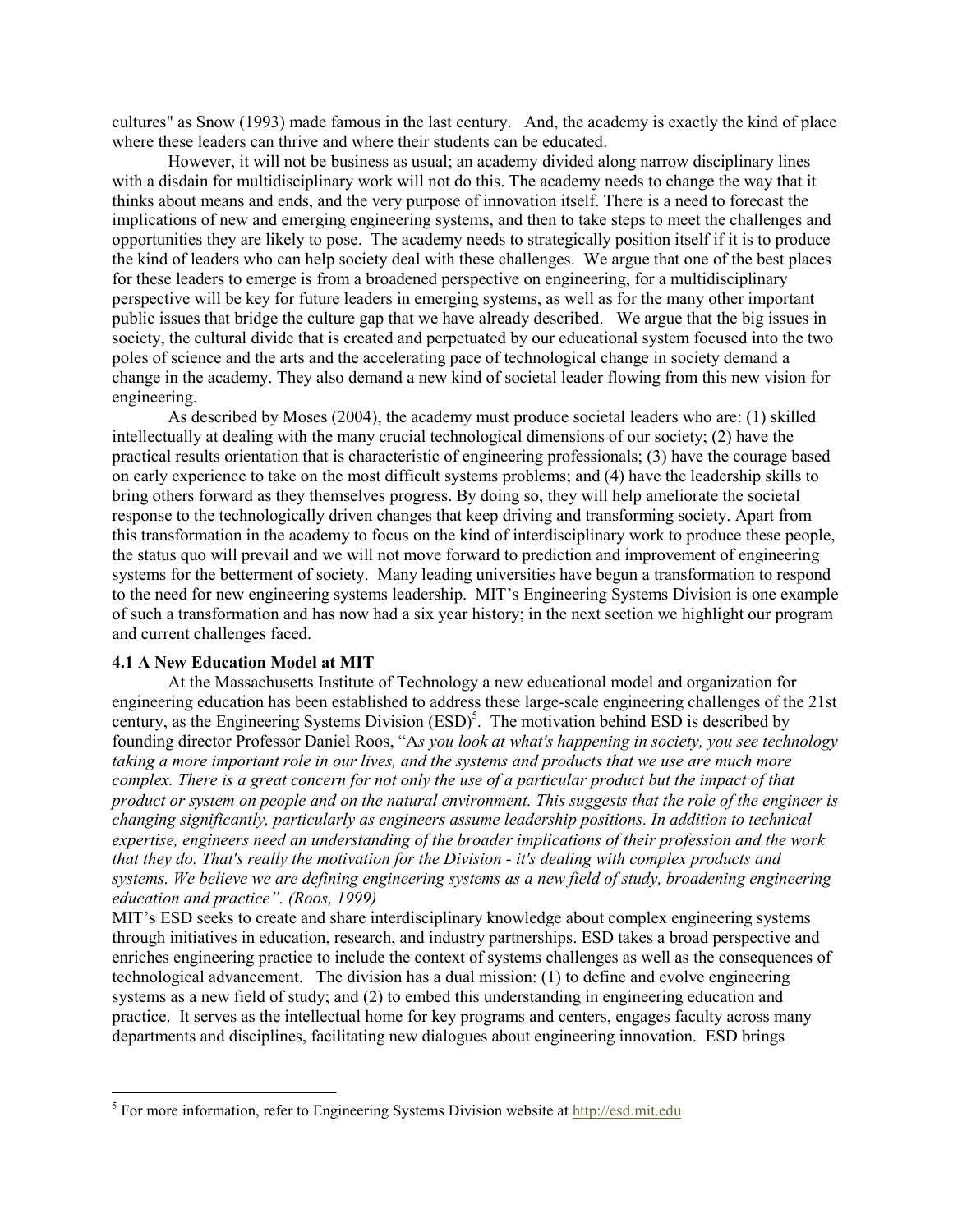cultures" as Snow (1993) made famous in the last century. And, the academy is exactly the kind of place where these leaders can thrive and where their students can be educated.

However, it will not be business as usual; an academy divided along narrow disciplinary lines with a disdain for multidisciplinary work will not do this. The academy needs to change the way that it thinks about means and ends, and the very purpose of innovation itself. There is a need to forecast the implications of new and emerging engineering systems, and then to take steps to meet the challenges and opportunities they are likely to pose. The academy needs to strategically position itself if it is to produce the kind of leaders who can help society deal with these challenges. We argue that one of the best places for these leaders to emerge is from a broadened perspective on engineering, for a multidisciplinary perspective will be key for future leaders in emerging systems, as well as for the many other important public issues that bridge the culture gap that we have already described. We argue that the big issues in society, the cultural divide that is created and perpetuated by our educational system focused into the two poles of science and the arts and the accelerating pace of technological change in society demand a change in the academy. They also demand a new kind of societal leader flowing from this new vision for engineering.

As described by Moses (2004), the academy must produce societal leaders who are: (1) skilled intellectually at dealing with the many crucial technological dimensions of our society; (2) have the practical results orientation that is characteristic of engineering professionals; (3) have the courage based on early experience to take on the most difficult systems problems; and (4) have the leadership skills to bring others forward as they themselves progress. By doing so, they will help ameliorate the societal response to the technologically driven changes that keep driving and transforming society. Apart from this transformation in the academy to focus on the kind of interdisciplinary work to produce these people, the status quo will prevail and we will not move forward to prediction and improvement of engineering systems for the betterment of society. Many leading universities have begun a transformation to respond to the need for new engineering systems leadership. MIT's Engineering Systems Division is one example of such a transformation and has now had a six year history; in the next section we highlight our program and current challenges faced.

### 4.1 A New Education Model at MIT

At the Massachusetts Institute of Technology a new educational model and organization for engineering education has been established to address these large-scale engineering challenges of the 21st century, as the Engineering Systems Division (ESD)[5]. The motivation behind ESD is described by founding director Professor Daniel Roos, "A*s you look at what's happening in society, you see technology taking a more important role in our lives, and the systems and products that we use are much more complex. There is a great concern for not only the use of a particular product but the impact of that product or system on people and on the natural environment. This suggests that the role of the engineer is changing significantly, particularly as engineers assume leadership positions. In addition to technical expertise, engineers need an understanding of the broader implications of their profession and the work that they do. That's really the motivation for the Division - it's dealing with complex products and systems. We believe we are defining engineering systems as a new field of study, broadening engineering education and practice". (Roos, 1999)*

MIT's ESD seeks to create and share interdisciplinary knowledge about complex engineering systems through initiatives in education, research, and industry partnerships. ESD takes a broad perspective and enriches engineering practice to include the context of systems challenges as well as the consequences of technological advancement. The division has a dual mission: (1) to define and evolve engineering systems as a new field of study; and (2) to embed this understanding in engineering education and practice. It serves as the intellectual home for key programs and centers, engages faculty across many departments and disciplines, facilitating new dialogues about engineering innovation. ESD brings

---

[5] For more information, refer to Engineering Systems Division website at http://esd.mit.edu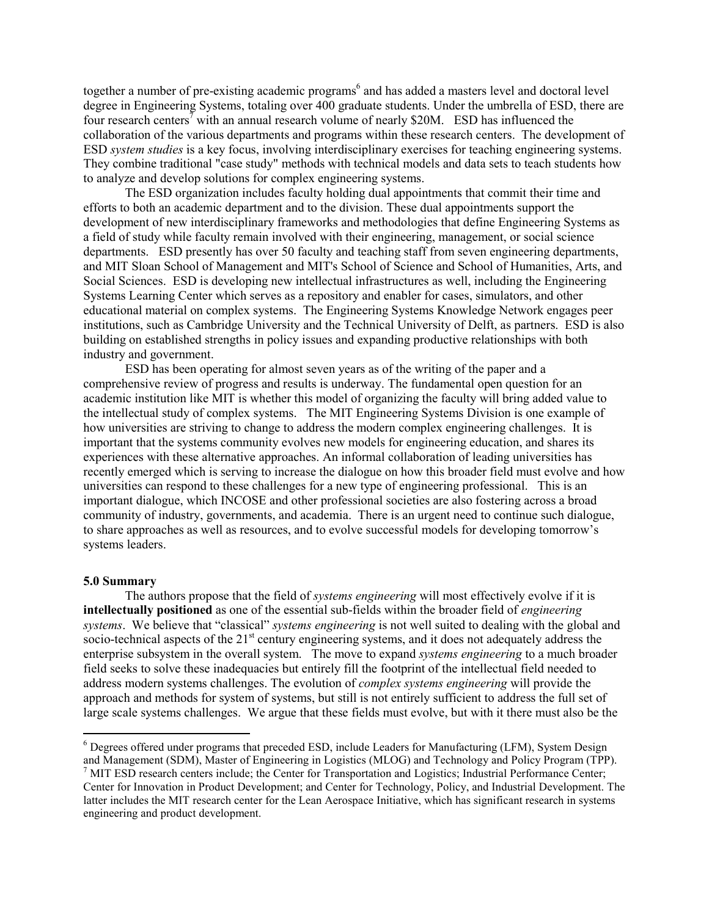together a number of pre-existing academic programs[6] and has added a masters level and doctoral level degree in Engineering Systems, totaling over 400 graduate students. Under the umbrella of ESD, there are four research centers[7] with an annual research volume of nearly \$20M. ESD has influenced the collaboration of the various departments and programs within these research centers. The development of ESD *system studies* is a key focus, involving interdisciplinary exercises for teaching engineering systems. They combine traditional "case study" methods with technical models and data sets to teach students how to analyze and develop solutions for complex engineering systems.

The ESD organization includes faculty holding dual appointments that commit their time and efforts to both an academic department and to the division. These dual appointments support the development of new interdisciplinary frameworks and methodologies that define Engineering Systems as a field of study while faculty remain involved with their engineering, management, or social science departments. ESD presently has over 50 faculty and teaching staff from seven engineering departments, and MIT Sloan School of Management and MIT's School of Science and School of Humanities, Arts, and Social Sciences. ESD is developing new intellectual infrastructures as well, including the Engineering Systems Learning Center which serves as a repository and enabler for cases, simulators, and other educational material on complex systems. The Engineering Systems Knowledge Network engages peer institutions, such as Cambridge University and the Technical University of Delft, as partners. ESD is also building on established strengths in policy issues and expanding productive relationships with both industry and government.

ESD has been operating for almost seven years as of the writing of the paper and a comprehensive review of progress and results is underway. The fundamental open question for an academic institution like MIT is whether this model of organizing the faculty will bring added value to the intellectual study of complex systems. The MIT Engineering Systems Division is one example of how universities are striving to change to address the modern complex engineering challenges. It is important that the systems community evolves new models for engineering education, and shares its experiences with these alternative approaches. An informal collaboration of leading universities has recently emerged which is serving to increase the dialogue on how this broader field must evolve and how universities can respond to these challenges for a new type of engineering professional. This is an important dialogue, which INCOSE and other professional societies are also fostering across a broad community of industry, governments, and academia. There is an urgent need to continue such dialogue, to share approaches as well as resources, and to evolve successful models for developing tomorrow's systems leaders.

**5.0 Summary**

The authors propose that the field of *systems engineering* will most effectively evolve if it is **intellectually positioned** as one of the essential sub-fields within the broader field of *engineering systems*. We believe that "classical" *systems engineering* is not well suited to dealing with the global and socio-technical aspects of the 21st century engineering systems, and it does not adequately address the enterprise subsystem in the overall system. The move to expand *systems engineering* to a much broader field seeks to solve these inadequacies but entirely fill the footprint of the intellectual field needed to address modern systems challenges. The evolution of *complex systems engineering* will provide the approach and methods for system of systems, but still is not entirely sufficient to address the full set of large scale systems challenges. We argue that these fields must evolve, but with it there must also be the

---

[6] Degrees offered under programs that preceded ESD, include Leaders for Manufacturing (LFM), System Design and Management (SDM), Master of Engineering in Logistics (MLOG) and Technology and Policy Program (TPP).

[7] MIT ESD research centers include; the Center for Transportation and Logistics; Industrial Performance Center; Center for Innovation in Product Development; and Center for Technology, Policy, and Industrial Development. The latter includes the MIT research center for the Lean Aerospace Initiative, which has significant research in systems engineering and product development.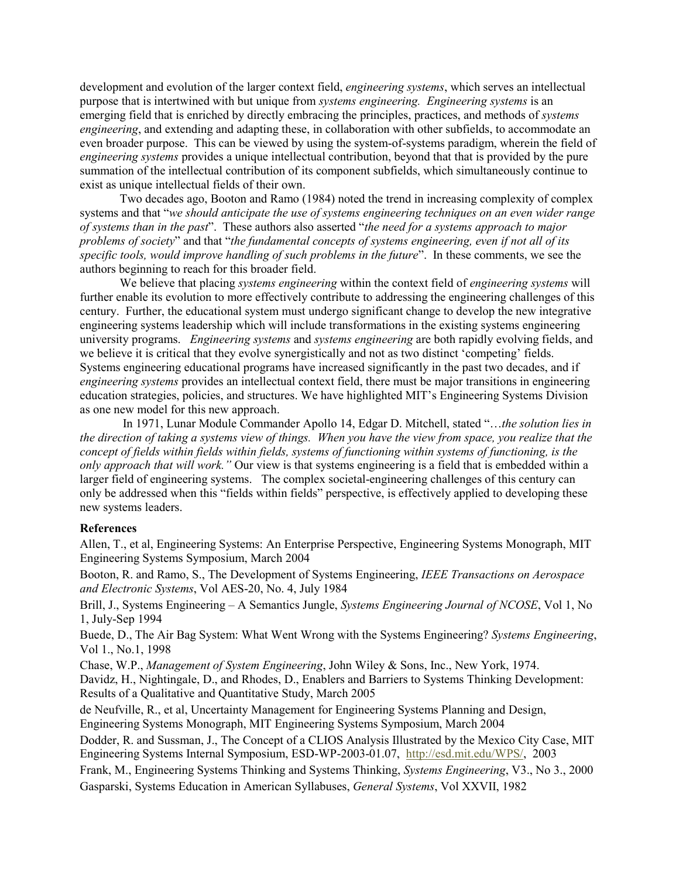development and evolution of the larger context field, *engineering systems*, which serves an intellectual purpose that is intertwined with but unique from *systems engineering. Engineering systems* is an emerging field that is enriched by directly embracing the principles, practices, and methods of *systems engineering*, and extending and adapting these, in collaboration with other subfields, to accommodate an even broader purpose. This can be viewed by using the system-of-systems paradigm, wherein the field of *engineering systems* provides a unique intellectual contribution, beyond that that is provided by the pure summation of the intellectual contribution of its component subfields, which simultaneously continue to exist as unique intellectual fields of their own.

Two decades ago, Booton and Ramo (1984) noted the trend in increasing complexity of complex systems and that "*we should anticipate the use of systems engineering techniques on an even wider range of systems than in the past*". These authors also asserted "*the need for a systems approach to major problems of society*" and that "*the fundamental concepts of systems engineering, even if not all of its specific tools, would improve handling of such problems in the future*". In these comments, we see the authors beginning to reach for this broader field.

We believe that placing *systems engineering* within the context field of *engineering systems* will further enable its evolution to more effectively contribute to addressing the engineering challenges of this century. Further, the educational system must undergo significant change to develop the new integrative engineering systems leadership which will include transformations in the existing systems engineering university programs. *Engineering systems* and *systems engineering* are both rapidly evolving fields, and we believe it is critical that they evolve synergistically and not as two distinct 'competing' fields. Systems engineering educational programs have increased significantly in the past two decades, and if *engineering systems* provides an intellectual context field, there must be major transitions in engineering education strategies, policies, and structures. We have highlighted MIT's Engineering Systems Division as one new model for this new approach.

In 1971, Lunar Module Commander Apollo 14, Edgar D. Mitchell, stated "*…the solution lies in the direction of taking a systems view of things. When you have the view from space, you realize that the concept of fields within fields within fields, systems of functioning within systems of functioning, is the only approach that will work."* Our view is that systems engineering is a field that is embedded within a larger field of engineering systems. The complex societal-engineering challenges of this century can only be addressed when this "fields within fields" perspective, is effectively applied to developing these new systems leaders.

**References**

Allen, T., et al, Engineering Systems: An Enterprise Perspective, Engineering Systems Monograph, MIT Engineering Systems Symposium, March 2004

Booton, R. and Ramo, S., The Development of Systems Engineering, *IEEE Transactions on Aerospace and Electronic Systems*, Vol AES-20, No. 4, July 1984

Brill, J., Systems Engineering – A Semantics Jungle, *Systems Engineering Journal of NCOSE*, Vol 1, No 1, July-Sep 1994

Buede, D., The Air Bag System: What Went Wrong with the Systems Engineering? *Systems Engineering*, Vol 1., No.1, 1998

Chase, W.P., *Management of System Engineering*, John Wiley & Sons, Inc., New York, 1974.

Davidz, H., Nightingale, D., and Rhodes, D., Enablers and Barriers to Systems Thinking Development: Results of a Qualitative and Quantitative Study, March 2005

de Neufville, R., et al, Uncertainty Management for Engineering Systems Planning and Design, Engineering Systems Monograph, MIT Engineering Systems Symposium, March 2004

Dodder, R. and Sussman, J., The Concept of a CLIOS Analysis Illustrated by the Mexico City Case, MIT Engineering Systems Internal Symposium, ESD-WP-2003-01.07, http://esd.mit.edu/WPS/, 2003

Frank, M., Engineering Systems Thinking and Systems Thinking, *Systems Engineering*, V3., No 3., 2000

Gasparski, Systems Education in American Syllabuses, *General Systems*, Vol XXVII, 1982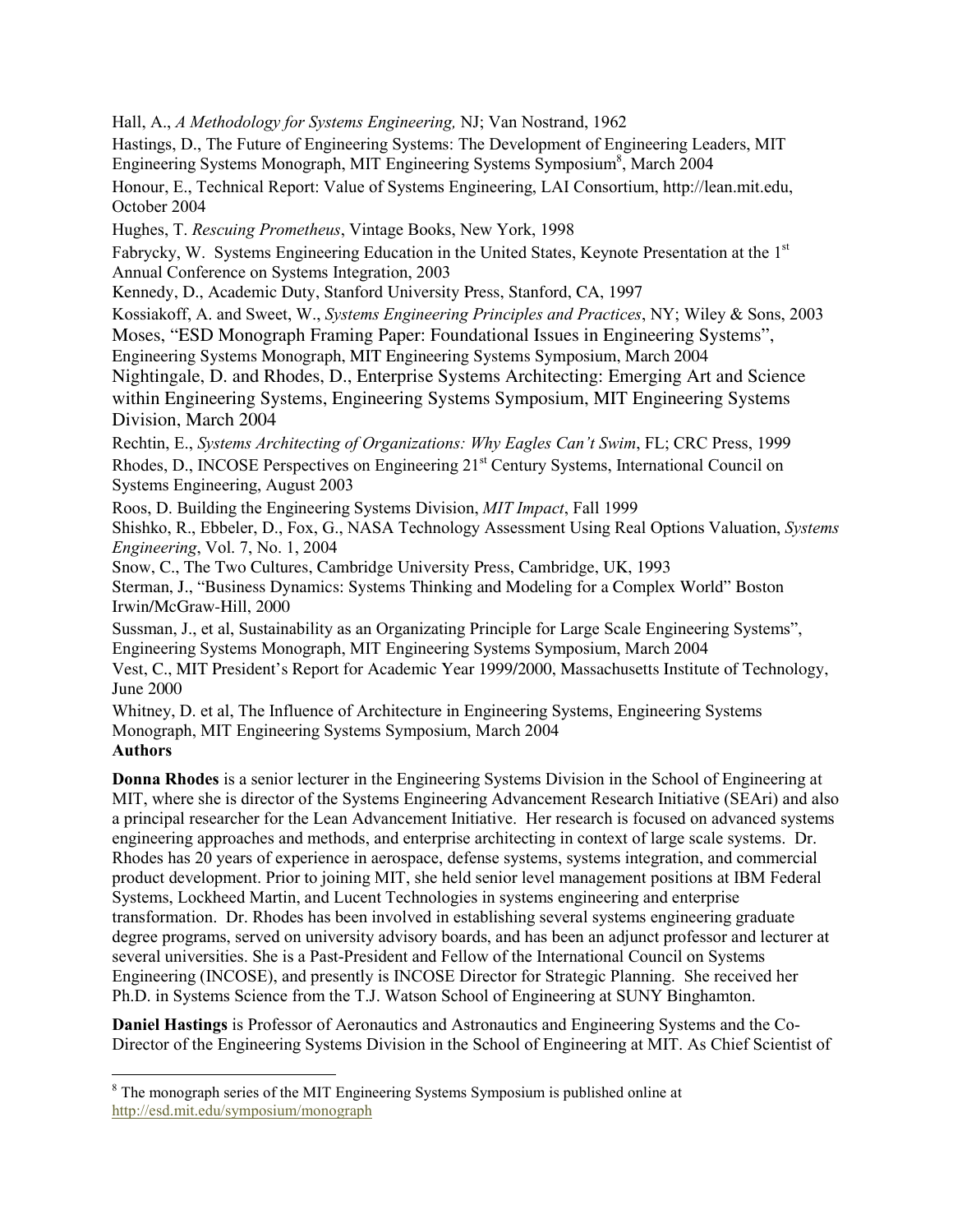Hall, A., *A Methodology for Systems Engineering,* NJ; Van Nostrand, 1962

Hastings, D., The Future of Engineering Systems: The Development of Engineering Leaders, MIT Engineering Systems Monograph, MIT Engineering Systems Symposium[8], March 2004

Honour, E., Technical Report: Value of Systems Engineering, LAI Consortium, http://lean.mit.edu, October 2004

Hughes, T. *Rescuing Prometheus*, Vintage Books, New York, 1998

Fabrycky, W. Systems Engineering Education in the United States, Keynote Presentation at the 1st Annual Conference on Systems Integration, 2003

Kennedy, D., Academic Duty, Stanford University Press, Stanford, CA, 1997

Kossiakoff, A. and Sweet, W., *Systems Engineering Principles and Practices*, NY; Wiley & Sons, 2003

Moses, "ESD Monograph Framing Paper: Foundational Issues in Engineering Systems", Engineering Systems Monograph, MIT Engineering Systems Symposium, March 2004

Nightingale, D. and Rhodes, D., Enterprise Systems Architecting: Emerging Art and Science within Engineering Systems, Engineering Systems Symposium, MIT Engineering Systems Division, March 2004

Rechtin, E., *Systems Architecting of Organizations: Why Eagles Can't Swim*, FL; CRC Press, 1999

Rhodes, D., INCOSE Perspectives on Engineering 21st Century Systems, International Council on Systems Engineering, August 2003

Roos, D. Building the Engineering Systems Division, *MIT Impact*, Fall 1999

Shishko, R., Ebbeler, D., Fox, G., NASA Technology Assessment Using Real Options Valuation, *Systems Engineering*, Vol. 7, No. 1, 2004

Snow, C., The Two Cultures, Cambridge University Press, Cambridge, UK, 1993

Sterman, J., "Business Dynamics: Systems Thinking and Modeling for a Complex World" Boston Irwin/McGraw-Hill, 2000

Sussman, J., et al, Sustainability as an Organizating Principle for Large Scale Engineering Systems", Engineering Systems Monograph, MIT Engineering Systems Symposium, March 2004

Vest, C., MIT President's Report for Academic Year 1999/2000, Massachusetts Institute of Technology, June 2000

Whitney, D. et al, The Influence of Architecture in Engineering Systems, Engineering Systems Monograph, MIT Engineering Systems Symposium, March 2004

## Authors

**Donna Rhodes** is a senior lecturer in the Engineering Systems Division in the School of Engineering at MIT, where she is director of the Systems Engineering Advancement Research Initiative (SEAri) and also a principal researcher for the Lean Advancement Initiative. Her research is focused on advanced systems engineering approaches and methods, and enterprise architecting in context of large scale systems. Dr. Rhodes has 20 years of experience in aerospace, defense systems, systems integration, and commercial product development. Prior to joining MIT, she held senior level management positions at IBM Federal Systems, Lockheed Martin, and Lucent Technologies in systems engineering and enterprise transformation. Dr. Rhodes has been involved in establishing several systems engineering graduate degree programs, served on university advisory boards, and has been an adjunct professor and lecturer at several universities. She is a Past-President and Fellow of the International Council on Systems Engineering (INCOSE), and presently is INCOSE Director for Strategic Planning. She received her Ph.D. in Systems Science from the T.J. Watson School of Engineering at SUNY Binghamton.

**Daniel Hastings** is Professor of Aeronautics and Astronautics and Engineering Systems and the Co-Director of the Engineering Systems Division in the School of Engineering at MIT. As Chief Scientist of

[8] The monograph series of the MIT Engineering Systems Symposium is published online at http://esd.mit.edu/symposium/monograph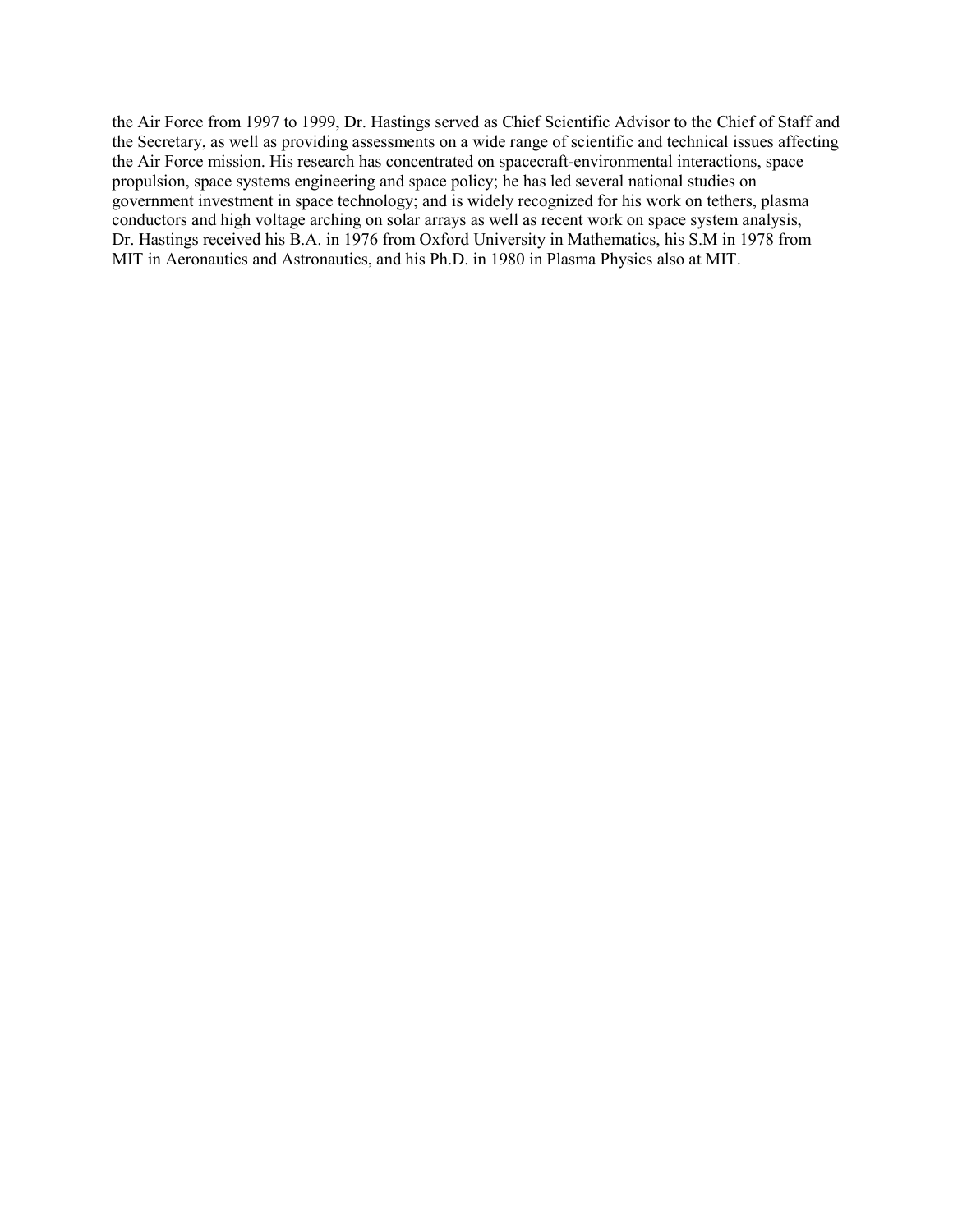the Air Force from 1997 to 1999, Dr. Hastings served as Chief Scientific Advisor to the Chief of Staff and the Secretary, as well as providing assessments on a wide range of scientific and technical issues affecting the Air Force mission. His research has concentrated on spacecraft-environmental interactions, space propulsion, space systems engineering and space policy; he has led several national studies on government investment in space technology; and is widely recognized for his work on tethers, plasma conductors and high voltage arching on solar arrays as well as recent work on space system analysis, Dr. Hastings received his B.A. in 1976 from Oxford University in Mathematics, his S.M in 1978 from MIT in Aeronautics and Astronautics, and his Ph.D. in 1980 in Plasma Physics also at MIT.